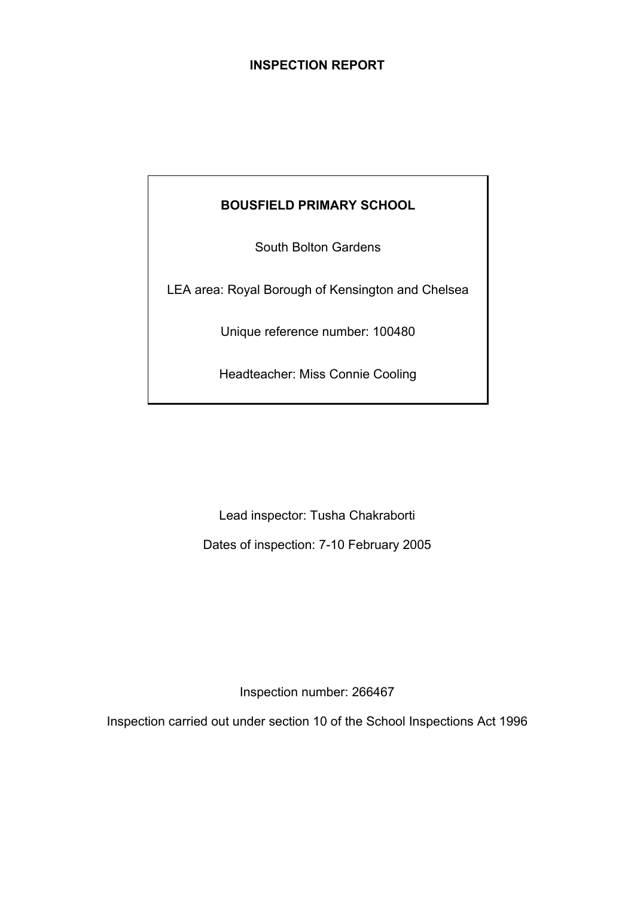# INSPECTION REPORT

**BOUSFIELD PRIMARY SCHOOL**

South Bolton Gardens

LEA area: Royal Borough of Kensington and Chelsea

Unique reference number: 100480

Headteacher: Miss Connie Cooling

Lead inspector: Tusha Chakraborti

Dates of inspection: 7-10 February 2005

Inspection number: 266467

Inspection carried out under section 10 of the School Inspections Act 1996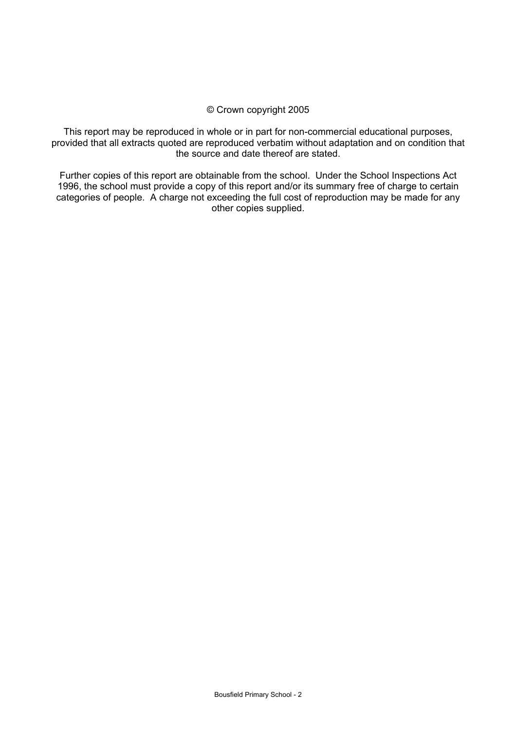© Crown copyright 2005

This report may be reproduced in whole or in part for non-commercial educational purposes, provided that all extracts quoted are reproduced verbatim without adaptation and on condition that the source and date thereof are stated.

Further copies of this report are obtainable from the school. Under the School Inspections Act 1996, the school must provide a copy of this report and/or its summary free of charge to certain categories of people. A charge not exceeding the full cost of reproduction may be made for any other copies supplied.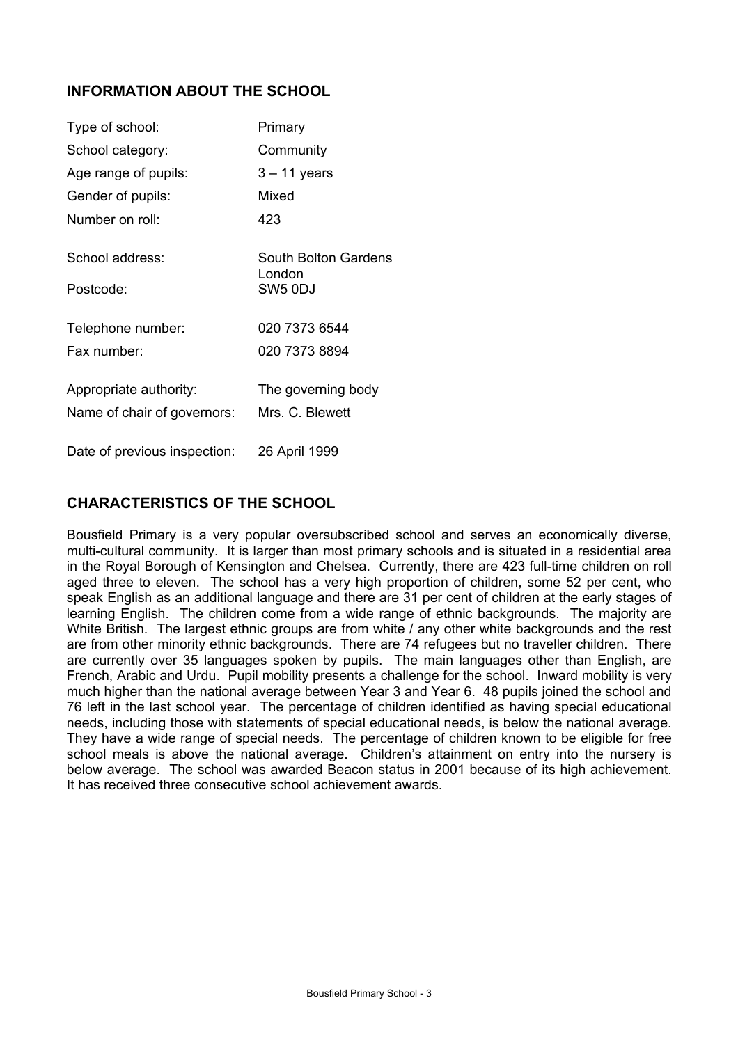## INFORMATION ABOUT THE SCHOOL

| | |
|---|---|
| Type of school: | Primary |
| School category: | Community |
| Age range of pupils: | 3 – 11 years |
| Gender of pupils: | Mixed |
| Number on roll: | 423 |
| School address: | South Bolton Gardens<br>London |
| Postcode: | SW5 0DJ |
| Telephone number: | 020 7373 6544 |
| Fax number: | 020 7373 8894 |
| Appropriate authority: | The governing body |
| Name of chair of governors: | Mrs. C. Blewett |
| Date of previous inspection: | 26 April 1999 |

## CHARACTERISTICS OF THE SCHOOL

Bousfield Primary is a very popular oversubscribed school and serves an economically diverse, multi-cultural community. It is larger than most primary schools and is situated in a residential area in the Royal Borough of Kensington and Chelsea. Currently, there are 423 full-time children on roll aged three to eleven. The school has a very high proportion of children, some 52 per cent, who speak English as an additional language and there are 31 per cent of children at the early stages of learning English. The children come from a wide range of ethnic backgrounds. The majority are White British. The largest ethnic groups are from white / any other white backgrounds and the rest are from other minority ethnic backgrounds. There are 74 refugees but no traveller children. There are currently over 35 languages spoken by pupils. The main languages other than English, are French, Arabic and Urdu. Pupil mobility presents a challenge for the school. Inward mobility is very much higher than the national average between Year 3 and Year 6. 48 pupils joined the school and 76 left in the last school year. The percentage of children identified as having special educational needs, including those with statements of special educational needs, is below the national average. They have a wide range of special needs. The percentage of children known to be eligible for free school meals is above the national average. Children's attainment on entry into the nursery is below average. The school was awarded Beacon status in 2001 because of its high achievement. It has received three consecutive school achievement awards.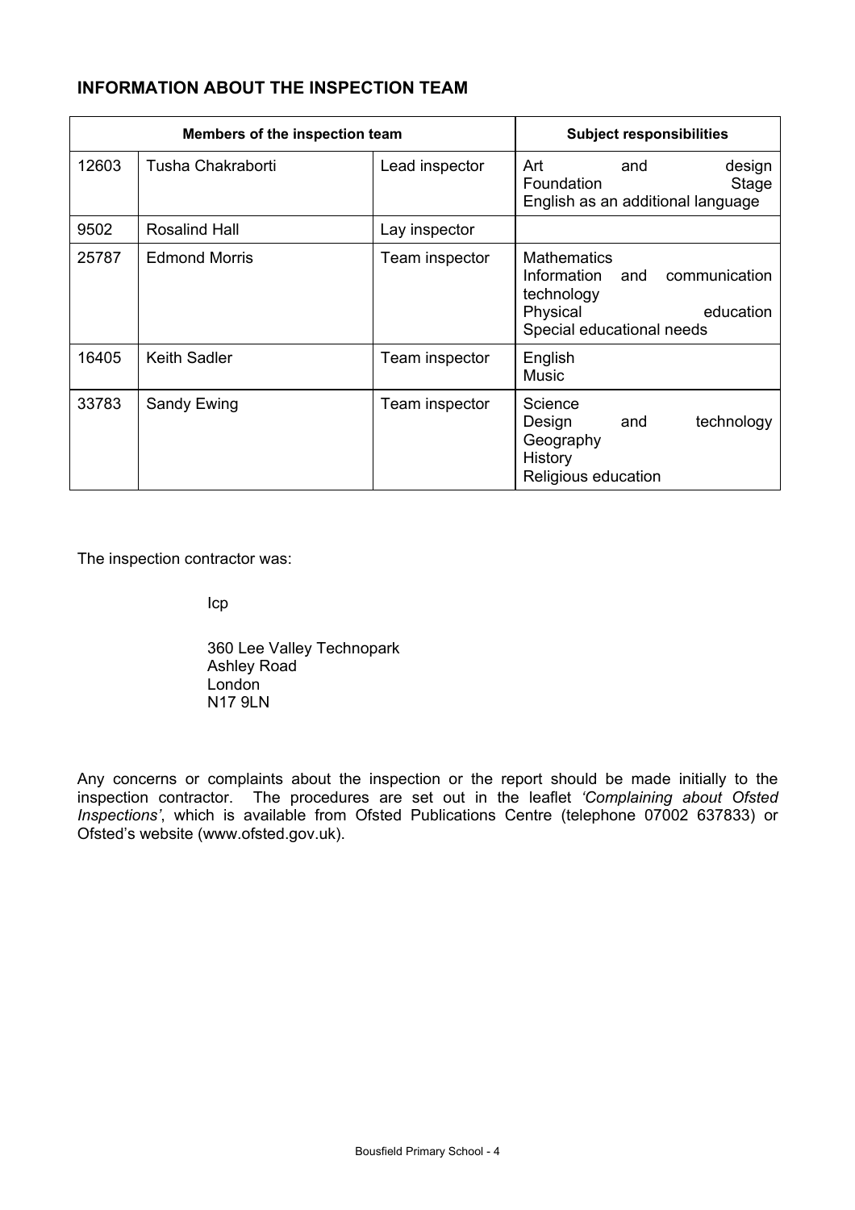## INFORMATION ABOUT THE INSPECTION TEAM

| Members of the inspection team | | | Subject responsibilities |
|---|---|---|---|
| 12603 | Tusha Chakraborti | Lead inspector | Art and design<br>Foundation Stage<br>English as an additional language |
| 9502 | Rosalind Hall | Lay inspector | |
| 25787 | Edmond Morris | Team inspector | Mathematics<br>Information and communication technology<br>Physical education<br>Special educational needs |
| 16405 | Keith Sadler | Team inspector | English<br>Music |
| 33783 | Sandy Ewing | Team inspector | Science<br>Design and technology<br>Geography<br>History<br>Religious education |

The inspection contractor was:

Icp

360 Lee Valley Technopark
Ashley Road
London
N17 9LN

Any concerns or complaints about the inspection or the report should be made initially to the inspection contractor. The procedures are set out in the leaflet *'Complaining about Ofsted Inspections'*, which is available from Ofsted Publications Centre (telephone 07002 637833) or Ofsted's website (www.ofsted.gov.uk).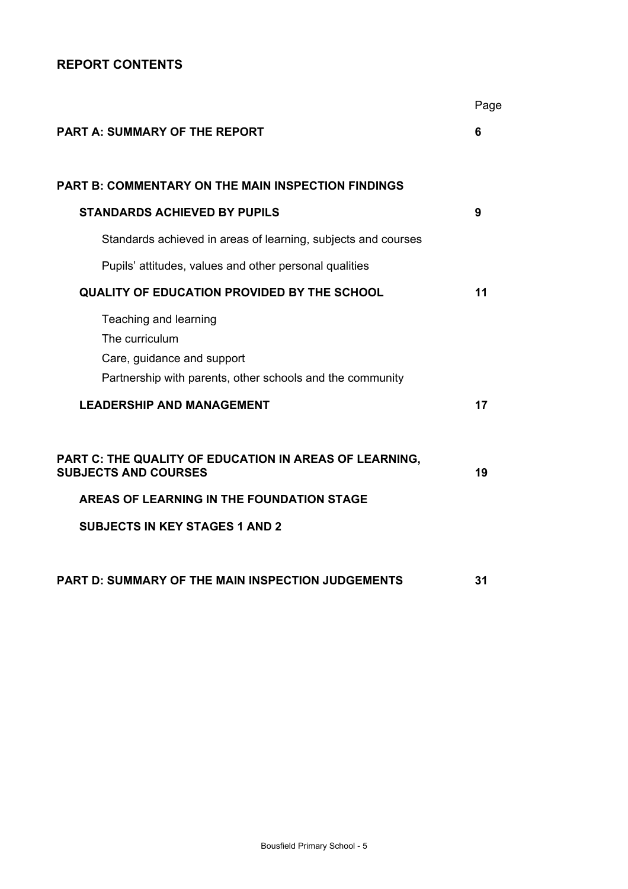## REPORT CONTENTS

| | Page |
|---|---|
| **PART A: SUMMARY OF THE REPORT** | **6** |
| **PART B: COMMENTARY ON THE MAIN INSPECTION FINDINGS** | |
| **STANDARDS ACHIEVED BY PUPILS** | **9** |
| Standards achieved in areas of learning, subjects and courses | |
| Pupils' attitudes, values and other personal qualities | |
| **QUALITY OF EDUCATION PROVIDED BY THE SCHOOL** | **11** |
| Teaching and learning | |
| The curriculum | |
| Care, guidance and support | |
| Partnership with parents, other schools and the community | |
| **LEADERSHIP AND MANAGEMENT** | **17** |
| **PART C: THE QUALITY OF EDUCATION IN AREAS OF LEARNING, SUBJECTS AND COURSES** | **19** |
| **AREAS OF LEARNING IN THE FOUNDATION STAGE** | |
| **SUBJECTS IN KEY STAGES 1 AND 2** | |
| **PART D: SUMMARY OF THE MAIN INSPECTION JUDGEMENTS** | **31** |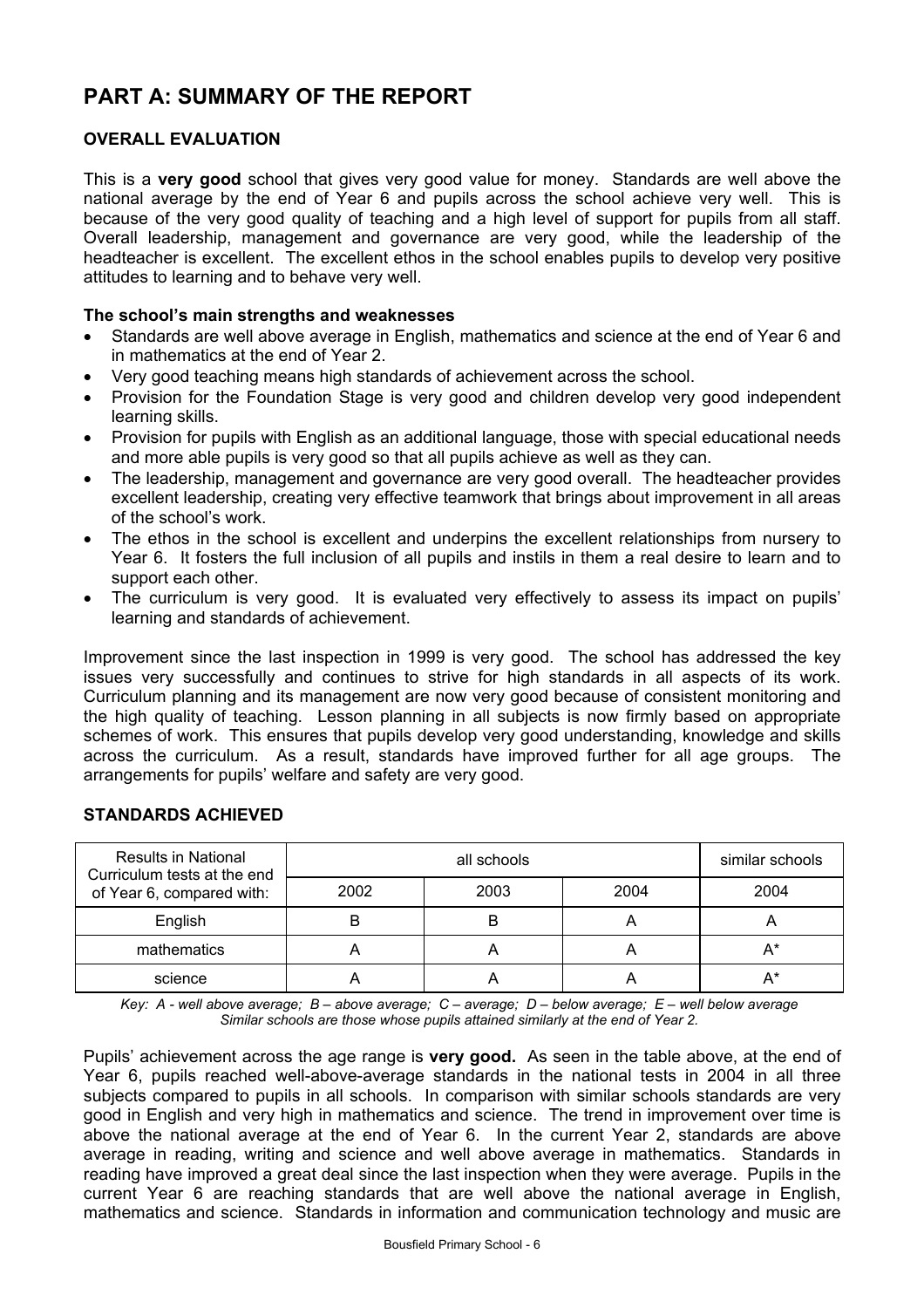# PART A: SUMMARY OF THE REPORT

## OVERALL EVALUATION

This is a **very good** school that gives very good value for money. Standards are well above the national average by the end of Year 6 and pupils across the school achieve very well. This is because of the very good quality of teaching and a high level of support for pupils from all staff. Overall leadership, management and governance are very good, while the leadership of the headteacher is excellent. The excellent ethos in the school enables pupils to develop very positive attitudes to learning and to behave very well.

**The school's main strengths and weaknesses**

- Standards are well above average in English, mathematics and science at the end of Year 6 and in mathematics at the end of Year 2.
- Very good teaching means high standards of achievement across the school.
- Provision for the Foundation Stage is very good and children develop very good independent learning skills.
- Provision for pupils with English as an additional language, those with special educational needs and more able pupils is very good so that all pupils achieve as well as they can.
- The leadership, management and governance are very good overall. The headteacher provides excellent leadership, creating very effective teamwork that brings about improvement in all areas of the school's work.
- The ethos in the school is excellent and underpins the excellent relationships from nursery to Year 6. It fosters the full inclusion of all pupils and instils in them a real desire to learn and to support each other.
- The curriculum is very good. It is evaluated very effectively to assess its impact on pupils' learning and standards of achievement.

Improvement since the last inspection in 1999 is very good. The school has addressed the key issues very successfully and continues to strive for high standards in all aspects of its work. Curriculum planning and its management are now very good because of consistent monitoring and the high quality of teaching. Lesson planning in all subjects is now firmly based on appropriate schemes of work. This ensures that pupils develop very good understanding, knowledge and skills across the curriculum. As a result, standards have improved further for all age groups. The arrangements for pupils' welfare and safety are very good.

## STANDARDS ACHIEVED

| Results in National Curriculum tests at the end of Year 6, compared with: | all schools | | | similar schools |
|---|---|---|---|---|
| | 2002 | 2003 | 2004 | 2004 |
| English | B | B | A | A |
| mathematics | A | A | A | A* |
| science | A | A | A | A* |

*Key: A - well above average; B – above average; C – average; D – below average; E – well below average*
*Similar schools are those whose pupils attained similarly at the end of Year 2.*

Pupils' achievement across the age range is **very good.** As seen in the table above, at the end of Year 6, pupils reached well-above-average standards in the national tests in 2004 in all three subjects compared to pupils in all schools. In comparison with similar schools standards are very good in English and very high in mathematics and science. The trend in improvement over time is above the national average at the end of Year 6. In the current Year 2, standards are above average in reading, writing and science and well above average in mathematics. Standards in reading have improved a great deal since the last inspection when they were average. Pupils in the current Year 6 are reaching standards that are well above the national average in English, mathematics and science. Standards in information and communication technology and music are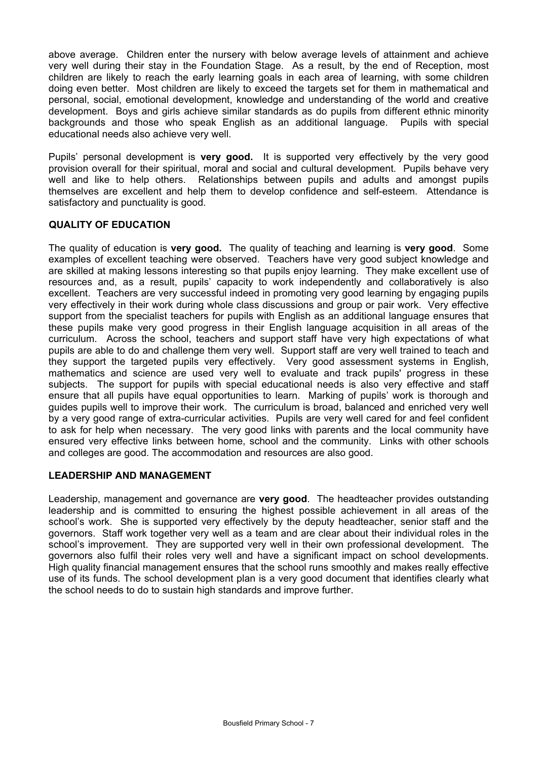above average. Children enter the nursery with below average levels of attainment and achieve very well during their stay in the Foundation Stage. As a result, by the end of Reception, most children are likely to reach the early learning goals in each area of learning, with some children doing even better. Most children are likely to exceed the targets set for them in mathematical and personal, social, emotional development, knowledge and understanding of the world and creative development. Boys and girls achieve similar standards as do pupils from different ethnic minority backgrounds and those who speak English as an additional language. Pupils with special educational needs also achieve very well.

Pupils' personal development is **very good.** It is supported very effectively by the very good provision overall for their spiritual, moral and social and cultural development. Pupils behave very well and like to help others. Relationships between pupils and adults and amongst pupils themselves are excellent and help them to develop confidence and self-esteem. Attendance is satisfactory and punctuality is good.

## QUALITY OF EDUCATION

The quality of education is **very good.** The quality of teaching and learning is **very good**. Some examples of excellent teaching were observed. Teachers have very good subject knowledge and are skilled at making lessons interesting so that pupils enjoy learning. They make excellent use of resources and, as a result, pupils' capacity to work independently and collaboratively is also excellent. Teachers are very successful indeed in promoting very good learning by engaging pupils very effectively in their work during whole class discussions and group or pair work. Very effective support from the specialist teachers for pupils with English as an additional language ensures that these pupils make very good progress in their English language acquisition in all areas of the curriculum. Across the school, teachers and support staff have very high expectations of what pupils are able to do and challenge them very well. Support staff are very well trained to teach and they support the targeted pupils very effectively. Very good assessment systems in English, mathematics and science are used very well to evaluate and track pupils' progress in these subjects. The support for pupils with special educational needs is also very effective and staff ensure that all pupils have equal opportunities to learn. Marking of pupils' work is thorough and guides pupils well to improve their work. The curriculum is broad, balanced and enriched very well by a very good range of extra-curricular activities. Pupils are very well cared for and feel confident to ask for help when necessary. The very good links with parents and the local community have ensured very effective links between home, school and the community. Links with other schools and colleges are good. The accommodation and resources are also good.

## LEADERSHIP AND MANAGEMENT

Leadership, management and governance are **very good**. The headteacher provides outstanding leadership and is committed to ensuring the highest possible achievement in all areas of the school's work. She is supported very effectively by the deputy headteacher, senior staff and the governors. Staff work together very well as a team and are clear about their individual roles in the school's improvement. They are supported very well in their own professional development. The governors also fulfil their roles very well and have a significant impact on school developments. High quality financial management ensures that the school runs smoothly and makes really effective use of its funds. The school development plan is a very good document that identifies clearly what the school needs to do to sustain high standards and improve further.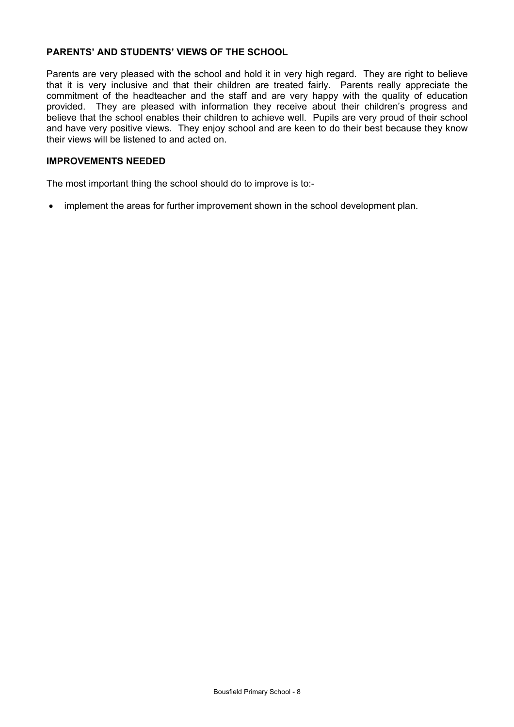## PARENTS' AND STUDENTS' VIEWS OF THE SCHOOL

Parents are very pleased with the school and hold it in very high regard. They are right to believe that it is very inclusive and that their children are treated fairly. Parents really appreciate the commitment of the headteacher and the staff and are very happy with the quality of education provided. They are pleased with information they receive about their children's progress and believe that the school enables their children to achieve well. Pupils are very proud of their school and have very positive views. They enjoy school and are keen to do their best because they know their views will be listened to and acted on.

## IMPROVEMENTS NEEDED

The most important thing the school should do to improve is to:-

- implement the areas for further improvement shown in the school development plan.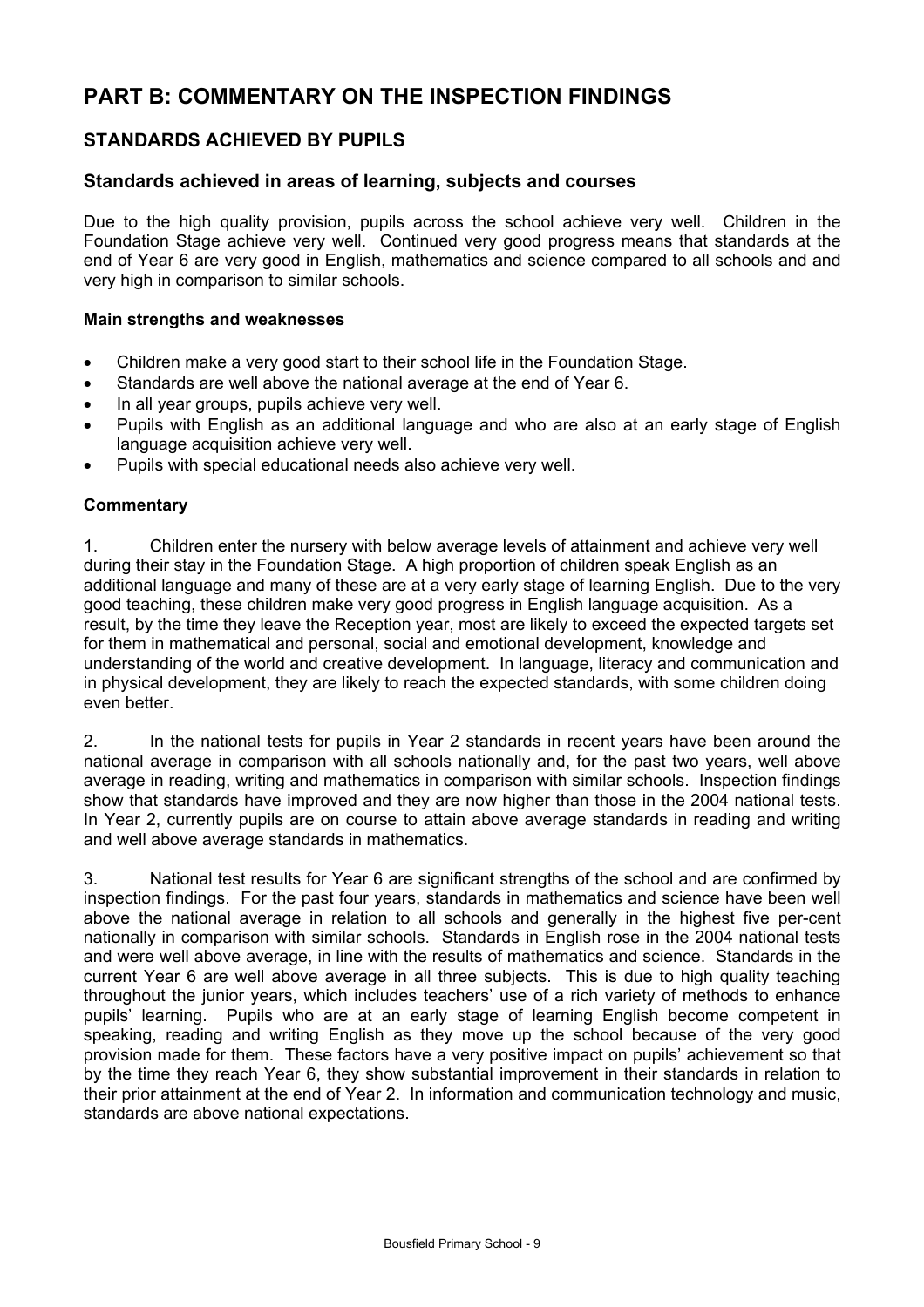# PART B: COMMENTARY ON THE INSPECTION FINDINGS

## STANDARDS ACHIEVED BY PUPILS

### Standards achieved in areas of learning, subjects and courses

Due to the high quality provision, pupils across the school achieve very well. Children in the Foundation Stage achieve very well. Continued very good progress means that standards at the end of Year 6 are very good in English, mathematics and science compared to all schools and and very high in comparison to similar schools.

**Main strengths and weaknesses**

- Children make a very good start to their school life in the Foundation Stage.
- Standards are well above the national average at the end of Year 6.
- In all year groups, pupils achieve very well.
- Pupils with English as an additional language and who are also at an early stage of English language acquisition achieve very well.
- Pupils with special educational needs also achieve very well.

**Commentary**

1. Children enter the nursery with below average levels of attainment and achieve very well during their stay in the Foundation Stage. A high proportion of children speak English as an additional language and many of these are at a very early stage of learning English. Due to the very good teaching, these children make very good progress in English language acquisition. As a result, by the time they leave the Reception year, most are likely to exceed the expected targets set for them in mathematical and personal, social and emotional development, knowledge and understanding of the world and creative development. In language, literacy and communication and in physical development, they are likely to reach the expected standards, with some children doing even better.

2. In the national tests for pupils in Year 2 standards in recent years have been around the national average in comparison with all schools nationally and, for the past two years, well above average in reading, writing and mathematics in comparison with similar schools. Inspection findings show that standards have improved and they are now higher than those in the 2004 national tests. In Year 2, currently pupils are on course to attain above average standards in reading and writing and well above average standards in mathematics.

3. National test results for Year 6 are significant strengths of the school and are confirmed by inspection findings. For the past four years, standards in mathematics and science have been well above the national average in relation to all schools and generally in the highest five per-cent nationally in comparison with similar schools. Standards in English rose in the 2004 national tests and were well above average, in line with the results of mathematics and science. Standards in the current Year 6 are well above average in all three subjects. This is due to high quality teaching throughout the junior years, which includes teachers' use of a rich variety of methods to enhance pupils' learning. Pupils who are at an early stage of learning English become competent in speaking, reading and writing English as they move up the school because of the very good provision made for them. These factors have a very positive impact on pupils' achievement so that by the time they reach Year 6, they show substantial improvement in their standards in relation to their prior attainment at the end of Year 2. In information and communication technology and music, standards are above national expectations.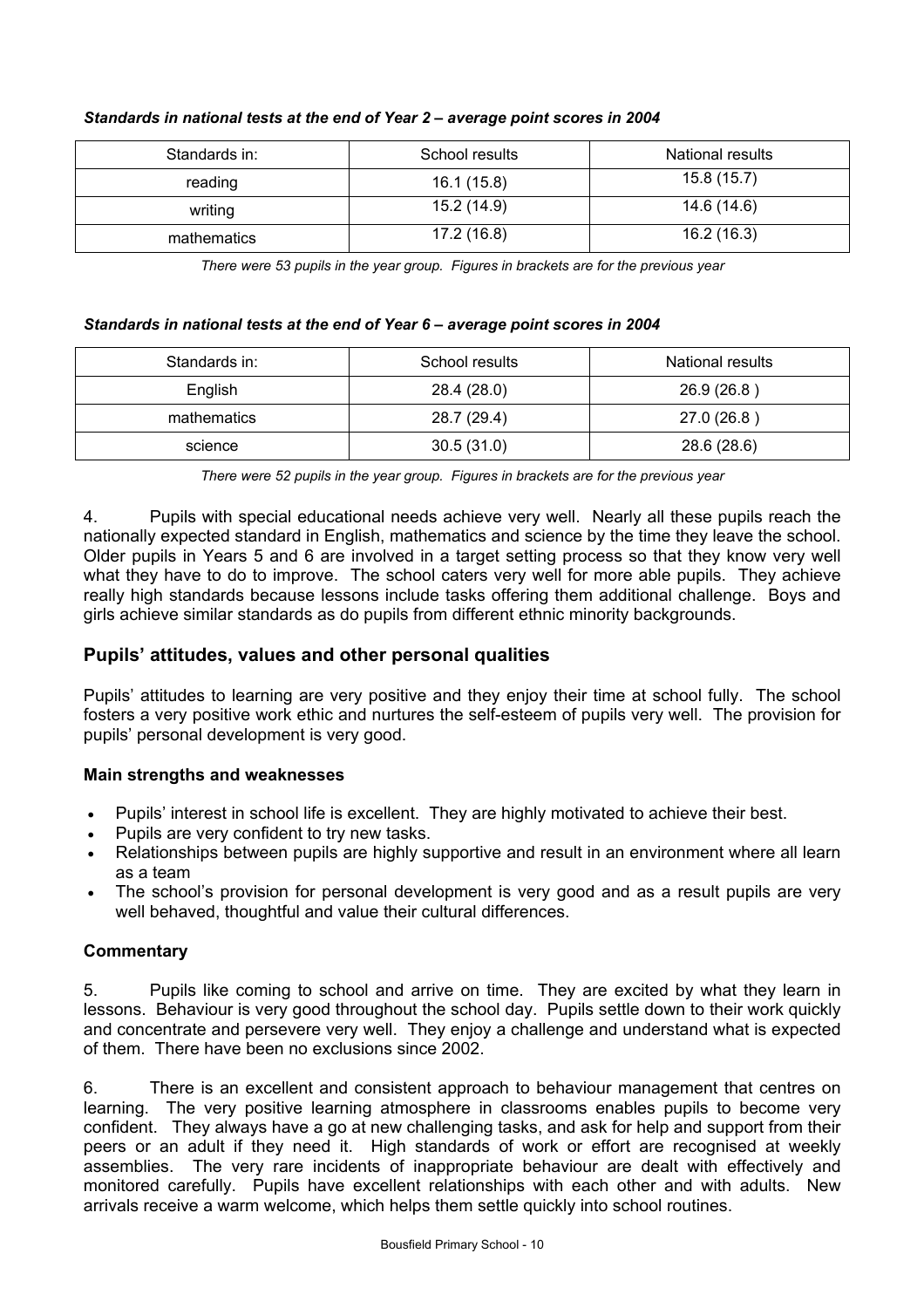***Standards in national tests at the end of Year 2 – average point scores in 2004***

| Standards in: | School results | National results |
| --- | --- | --- |
| reading | 16.1 (15.8) | 15.8 (15.7) |
| writing | 15.2 (14.9) | 14.6 (14.6) |
| mathematics | 17.2 (16.8) | 16.2 (16.3) |

*There were 53 pupils in the year group. Figures in brackets are for the previous year*

***Standards in national tests at the end of Year 6 – average point scores in 2004***

| Standards in: | School results | National results |
| --- | --- | --- |
| English | 28.4 (28.0) | 26.9 (26.8 ) |
| mathematics | 28.7 (29.4) | 27.0 (26.8 ) |
| science | 30.5 (31.0) | 28.6 (28.6) |

*There were 52 pupils in the year group. Figures in brackets are for the previous year*

4. Pupils with special educational needs achieve very well. Nearly all these pupils reach the nationally expected standard in English, mathematics and science by the time they leave the school. Older pupils in Years 5 and 6 are involved in a target setting process so that they know very well what they have to do to improve. The school caters very well for more able pupils. They achieve really high standards because lessons include tasks offering them additional challenge. Boys and girls achieve similar standards as do pupils from different ethnic minority backgrounds.

## Pupils' attitudes, values and other personal qualities

Pupils' attitudes to learning are very positive and they enjoy their time at school fully. The school fosters a very positive work ethic and nurtures the self-esteem of pupils very well. The provision for pupils' personal development is very good.

### Main strengths and weaknesses

- Pupils' interest in school life is excellent. They are highly motivated to achieve their best.
- Pupils are very confident to try new tasks.
- Relationships between pupils are highly supportive and result in an environment where all learn as a team
- The school's provision for personal development is very good and as a result pupils are very well behaved, thoughtful and value their cultural differences.

### Commentary

5. Pupils like coming to school and arrive on time. They are excited by what they learn in lessons. Behaviour is very good throughout the school day. Pupils settle down to their work quickly and concentrate and persevere very well. They enjoy a challenge and understand what is expected of them. There have been no exclusions since 2002.

6. There is an excellent and consistent approach to behaviour management that centres on learning. The very positive learning atmosphere in classrooms enables pupils to become very confident. They always have a go at new challenging tasks, and ask for help and support from their peers or an adult if they need it. High standards of work or effort are recognised at weekly assemblies. The very rare incidents of inappropriate behaviour are dealt with effectively and monitored carefully. Pupils have excellent relationships with each other and with adults. New arrivals receive a warm welcome, which helps them settle quickly into school routines.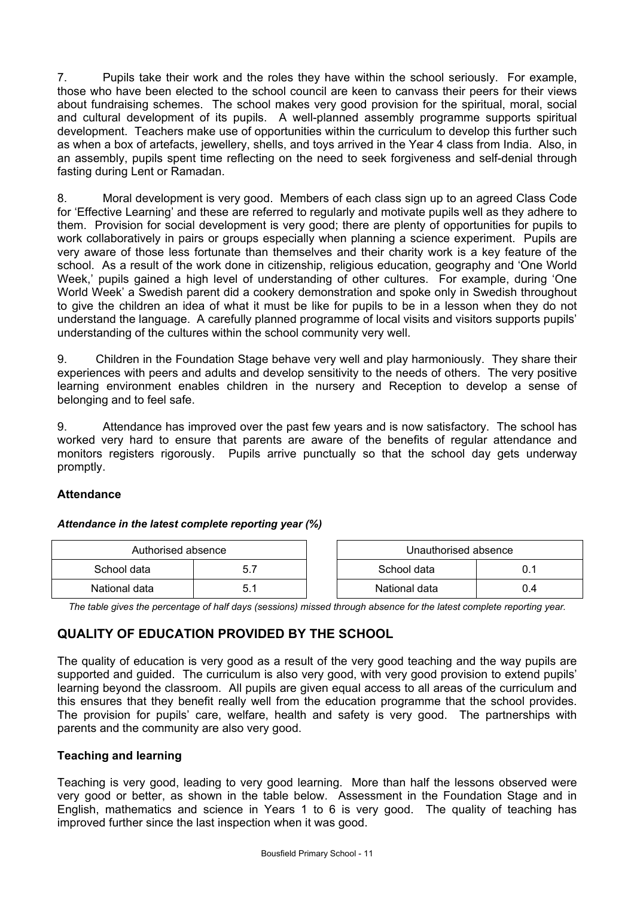7. Pupils take their work and the roles they have within the school seriously. For example, those who have been elected to the school council are keen to canvass their peers for their views about fundraising schemes. The school makes very good provision for the spiritual, moral, social and cultural development of its pupils. A well-planned assembly programme supports spiritual development. Teachers make use of opportunities within the curriculum to develop this further such as when a box of artefacts, jewellery, shells, and toys arrived in the Year 4 class from India. Also, in an assembly, pupils spent time reflecting on the need to seek forgiveness and self-denial through fasting during Lent or Ramadan.

8. Moral development is very good. Members of each class sign up to an agreed Class Code for 'Effective Learning' and these are referred to regularly and motivate pupils well as they adhere to them. Provision for social development is very good; there are plenty of opportunities for pupils to work collaboratively in pairs or groups especially when planning a science experiment. Pupils are very aware of those less fortunate than themselves and their charity work is a key feature of the school. As a result of the work done in citizenship, religious education, geography and 'One World Week,' pupils gained a high level of understanding of other cultures. For example, during 'One World Week' a Swedish parent did a cookery demonstration and spoke only in Swedish throughout to give the children an idea of what it must be like for pupils to be in a lesson when they do not understand the language. A carefully planned programme of local visits and visitors supports pupils' understanding of the cultures within the school community very well.

9. Children in the Foundation Stage behave very well and play harmoniously. They share their experiences with peers and adults and develop sensitivity to the needs of others. The very positive learning environment enables children in the nursery and Reception to develop a sense of belonging and to feel safe.

9. Attendance has improved over the past few years and is now satisfactory. The school has worked very hard to ensure that parents are aware of the benefits of regular attendance and monitors registers rigorously. Pupils arrive punctually so that the school day gets underway promptly.

### Attendance

***Attendance in the latest complete reporting year (%)***

| Authorised absence | |
|---|---|
| School data | 5.7 |
| National data | 5.1 |

| Unauthorised absence | |
|---|---|
| School data | 0.1 |
| National data | 0.4 |

*The table gives the percentage of half days (sessions) missed through absence for the latest complete reporting year.*

## QUALITY OF EDUCATION PROVIDED BY THE SCHOOL

The quality of education is very good as a result of the very good teaching and the way pupils are supported and guided. The curriculum is also very good, with very good provision to extend pupils' learning beyond the classroom. All pupils are given equal access to all areas of the curriculum and this ensures that they benefit really well from the education programme that the school provides. The provision for pupils' care, welfare, health and safety is very good. The partnerships with parents and the community are also very good.

### Teaching and learning

Teaching is very good, leading to very good learning. More than half the lessons observed were very good or better, as shown in the table below. Assessment in the Foundation Stage and in English, mathematics and science in Years 1 to 6 is very good. The quality of teaching has improved further since the last inspection when it was good.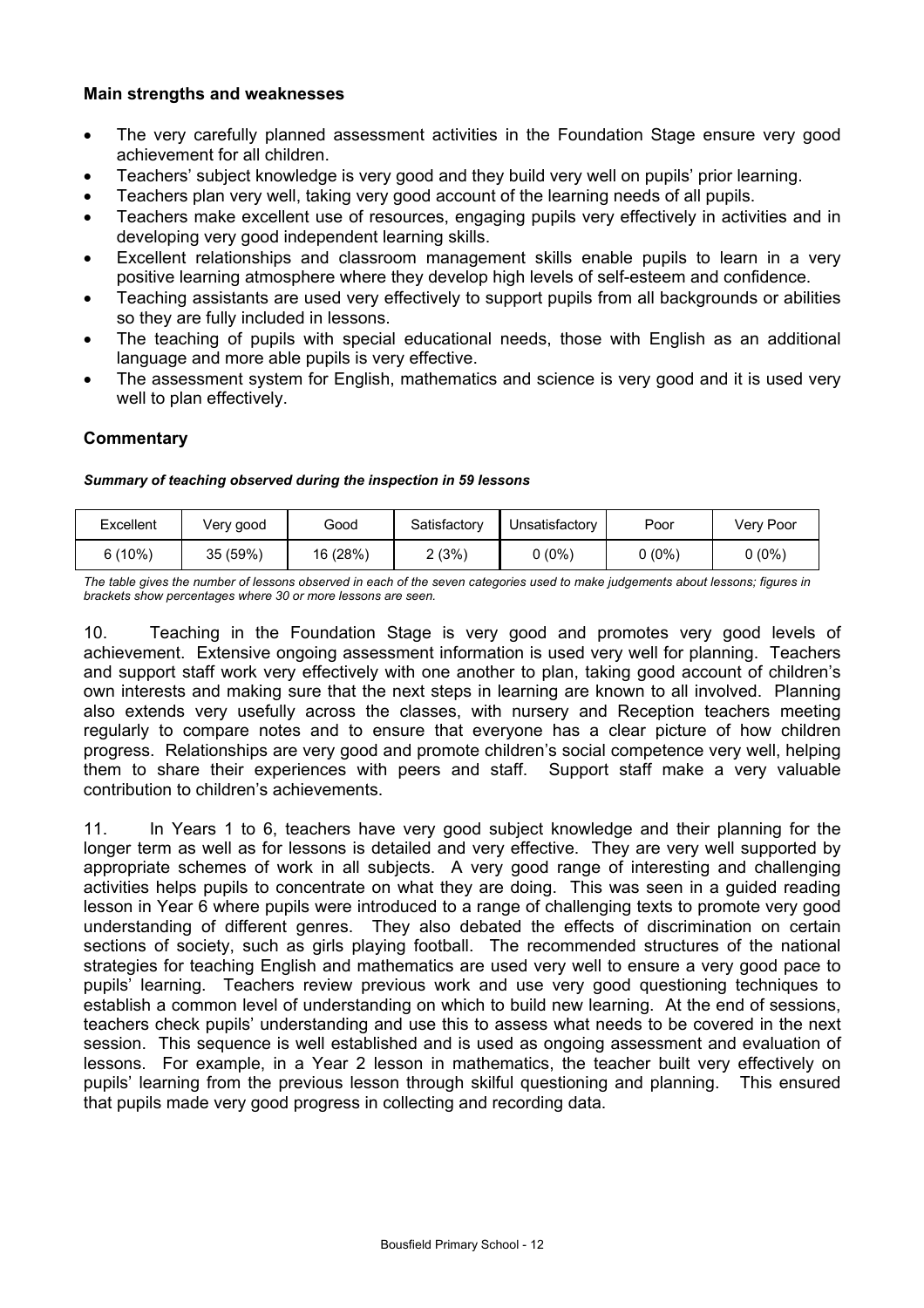### Main strengths and weaknesses

- The very carefully planned assessment activities in the Foundation Stage ensure very good achievement for all children.
- Teachers' subject knowledge is very good and they build very well on pupils' prior learning.
- Teachers plan very well, taking very good account of the learning needs of all pupils.
- Teachers make excellent use of resources, engaging pupils very effectively in activities and in developing very good independent learning skills.
- Excellent relationships and classroom management skills enable pupils to learn in a very positive learning atmosphere where they develop high levels of self-esteem and confidence.
- Teaching assistants are used very effectively to support pupils from all backgrounds or abilities so they are fully included in lessons.
- The teaching of pupils with special educational needs, those with English as an additional language and more able pupils is very effective.
- The assessment system for English, mathematics and science is very good and it is used very well to plan effectively.

### Commentary

***Summary of teaching observed during the inspection in 59 lessons***

| Excellent | Very good | Good | Satisfactory | Unsatisfactory | Poor | Very Poor |
|---|---|---|---|---|---|---|
| 6 (10%) | 35 (59%) | 16 (28%) | 2 (3%) | 0 (0%) | 0 (0%) | 0 (0%) |

*The table gives the number of lessons observed in each of the seven categories used to make judgements about lessons; figures in brackets show percentages where 30 or more lessons are seen.*

10. Teaching in the Foundation Stage is very good and promotes very good levels of achievement. Extensive ongoing assessment information is used very well for planning. Teachers and support staff work very effectively with one another to plan, taking good account of children's own interests and making sure that the next steps in learning are known to all involved. Planning also extends very usefully across the classes, with nursery and Reception teachers meeting regularly to compare notes and to ensure that everyone has a clear picture of how children progress. Relationships are very good and promote children's social competence very well, helping them to share their experiences with peers and staff. Support staff make a very valuable contribution to children's achievements.

11. In Years 1 to 6, teachers have very good subject knowledge and their planning for the longer term as well as for lessons is detailed and very effective. They are very well supported by appropriate schemes of work in all subjects. A very good range of interesting and challenging activities helps pupils to concentrate on what they are doing. This was seen in a guided reading lesson in Year 6 where pupils were introduced to a range of challenging texts to promote very good understanding of different genres. They also debated the effects of discrimination on certain sections of society, such as girls playing football. The recommended structures of the national strategies for teaching English and mathematics are used very well to ensure a very good pace to pupils' learning. Teachers review previous work and use very good questioning techniques to establish a common level of understanding on which to build new learning. At the end of sessions, teachers check pupils' understanding and use this to assess what needs to be covered in the next session. This sequence is well established and is used as ongoing assessment and evaluation of lessons. For example, in a Year 2 lesson in mathematics, the teacher built very effectively on pupils' learning from the previous lesson through skilful questioning and planning. This ensured that pupils made very good progress in collecting and recording data.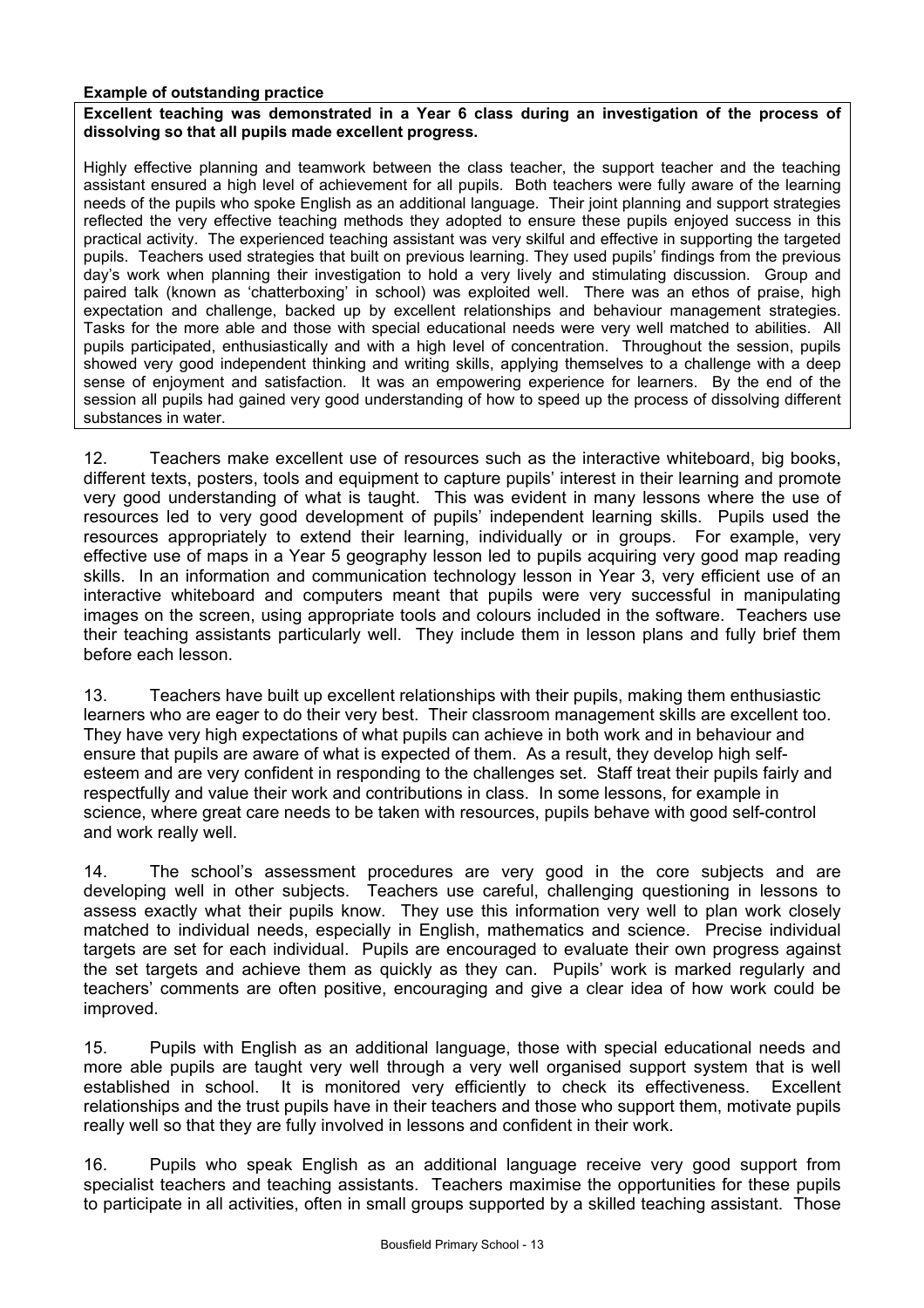**Example of outstanding practice**

**Excellent teaching was demonstrated in a Year 6 class during an investigation of the process of dissolving so that all pupils made excellent progress.**

Highly effective planning and teamwork between the class teacher, the support teacher and the teaching assistant ensured a high level of achievement for all pupils. Both teachers were fully aware of the learning needs of the pupils who spoke English as an additional language. Their joint planning and support strategies reflected the very effective teaching methods they adopted to ensure these pupils enjoyed success in this practical activity. The experienced teaching assistant was very skilful and effective in supporting the targeted pupils. Teachers used strategies that built on previous learning. They used pupils' findings from the previous day's work when planning their investigation to hold a very lively and stimulating discussion. Group and paired talk (known as 'chatterboxing' in school) was exploited well. There was an ethos of praise, high expectation and challenge, backed up by excellent relationships and behaviour management strategies. Tasks for the more able and those with special educational needs were very well matched to abilities. All pupils participated, enthusiastically and with a high level of concentration. Throughout the session, pupils showed very good independent thinking and writing skills, applying themselves to a challenge with a deep sense of enjoyment and satisfaction. It was an empowering experience for learners. By the end of the session all pupils had gained very good understanding of how to speed up the process of dissolving different substances in water.

12. Teachers make excellent use of resources such as the interactive whiteboard, big books, different texts, posters, tools and equipment to capture pupils' interest in their learning and promote very good understanding of what is taught. This was evident in many lessons where the use of resources led to very good development of pupils' independent learning skills. Pupils used the resources appropriately to extend their learning, individually or in groups. For example, very effective use of maps in a Year 5 geography lesson led to pupils acquiring very good map reading skills. In an information and communication technology lesson in Year 3, very efficient use of an interactive whiteboard and computers meant that pupils were very successful in manipulating images on the screen, using appropriate tools and colours included in the software. Teachers use their teaching assistants particularly well. They include them in lesson plans and fully brief them before each lesson.

13. Teachers have built up excellent relationships with their pupils, making them enthusiastic learners who are eager to do their very best. Their classroom management skills are excellent too. They have very high expectations of what pupils can achieve in both work and in behaviour and ensure that pupils are aware of what is expected of them. As a result, they develop high self-esteem and are very confident in responding to the challenges set. Staff treat their pupils fairly and respectfully and value their work and contributions in class. In some lessons, for example in science, where great care needs to be taken with resources, pupils behave with good self-control and work really well.

14. The school's assessment procedures are very good in the core subjects and are developing well in other subjects. Teachers use careful, challenging questioning in lessons to assess exactly what their pupils know. They use this information very well to plan work closely matched to individual needs, especially in English, mathematics and science. Precise individual targets are set for each individual. Pupils are encouraged to evaluate their own progress against the set targets and achieve them as quickly as they can. Pupils' work is marked regularly and teachers' comments are often positive, encouraging and give a clear idea of how work could be improved.

15. Pupils with English as an additional language, those with special educational needs and more able pupils are taught very well through a very well organised support system that is well established in school. It is monitored very efficiently to check its effectiveness. Excellent relationships and the trust pupils have in their teachers and those who support them, motivate pupils really well so that they are fully involved in lessons and confident in their work.

16. Pupils who speak English as an additional language receive very good support from specialist teachers and teaching assistants. Teachers maximise the opportunities for these pupils to participate in all activities, often in small groups supported by a skilled teaching assistant. Those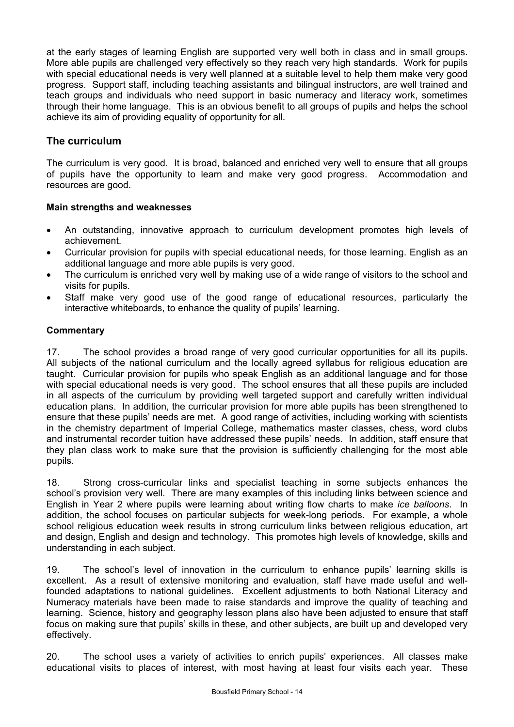at the early stages of learning English are supported very well both in class and in small groups. More able pupils are challenged very effectively so they reach very high standards. Work for pupils with special educational needs is very well planned at a suitable level to help them make very good progress. Support staff, including teaching assistants and bilingual instructors, are well trained and teach groups and individuals who need support in basic numeracy and literacy work, sometimes through their home language. This is an obvious benefit to all groups of pupils and helps the school achieve its aim of providing equality of opportunity for all.

## The curriculum

The curriculum is very good. It is broad, balanced and enriched very well to ensure that all groups of pupils have the opportunity to learn and make very good progress. Accommodation and resources are good.

### Main strengths and weaknesses

- An outstanding, innovative approach to curriculum development promotes high levels of achievement.
- Curricular provision for pupils with special educational needs, for those learning. English as an additional language and more able pupils is very good.
- The curriculum is enriched very well by making use of a wide range of visitors to the school and visits for pupils.
- Staff make very good use of the good range of educational resources, particularly the interactive whiteboards, to enhance the quality of pupils' learning.

### Commentary

17. The school provides a broad range of very good curricular opportunities for all its pupils. All subjects of the national curriculum and the locally agreed syllabus for religious education are taught. Curricular provision for pupils who speak English as an additional language and for those with special educational needs is very good. The school ensures that all these pupils are included in all aspects of the curriculum by providing well targeted support and carefully written individual education plans. In addition, the curricular provision for more able pupils has been strengthened to ensure that these pupils' needs are met. A good range of activities, including working with scientists in the chemistry department of Imperial College, mathematics master classes, chess, word clubs and instrumental recorder tuition have addressed these pupils' needs. In addition, staff ensure that they plan class work to make sure that the provision is sufficiently challenging for the most able pupils.

18. Strong cross-curricular links and specialist teaching in some subjects enhances the school's provision very well. There are many examples of this including links between science and English in Year 2 where pupils were learning about writing flow charts to make *ice balloons*. In addition, the school focuses on particular subjects for week-long periods. For example, a whole school religious education week results in strong curriculum links between religious education, art and design, English and design and technology. This promotes high levels of knowledge, skills and understanding in each subject.

19. The school's level of innovation in the curriculum to enhance pupils' learning skills is excellent. As a result of extensive monitoring and evaluation, staff have made useful and well-founded adaptations to national guidelines. Excellent adjustments to both National Literacy and Numeracy materials have been made to raise standards and improve the quality of teaching and learning. Science, history and geography lesson plans also have been adjusted to ensure that staff focus on making sure that pupils' skills in these, and other subjects, are built up and developed very effectively.

20. The school uses a variety of activities to enrich pupils' experiences. All classes make educational visits to places of interest, with most having at least four visits each year. These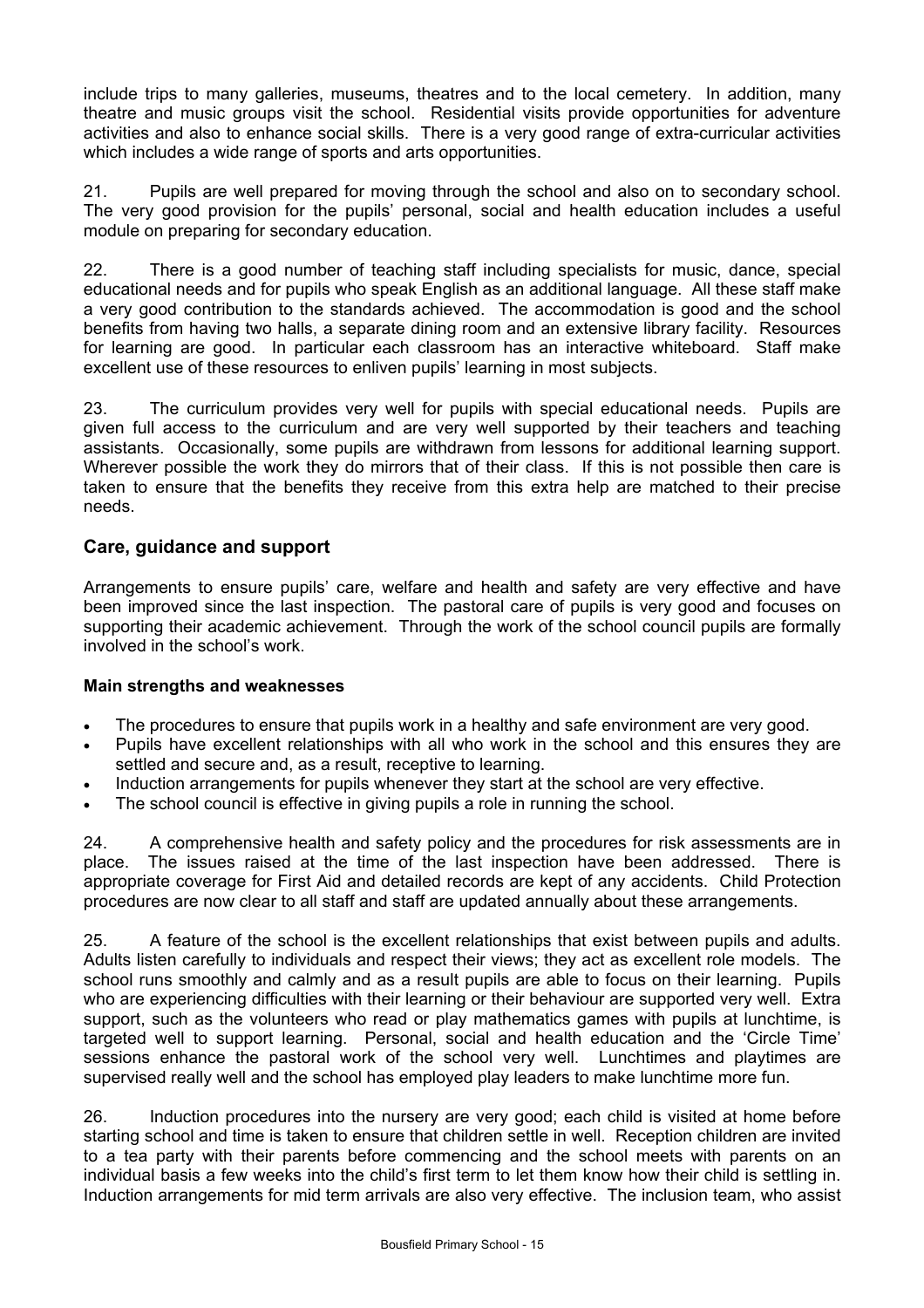include trips to many galleries, museums, theatres and to the local cemetery. In addition, many theatre and music groups visit the school. Residential visits provide opportunities for adventure activities and also to enhance social skills. There is a very good range of extra-curricular activities which includes a wide range of sports and arts opportunities.

21. Pupils are well prepared for moving through the school and also on to secondary school. The very good provision for the pupils' personal, social and health education includes a useful module on preparing for secondary education.

22. There is a good number of teaching staff including specialists for music, dance, special educational needs and for pupils who speak English as an additional language. All these staff make a very good contribution to the standards achieved. The accommodation is good and the school benefits from having two halls, a separate dining room and an extensive library facility. Resources for learning are good. In particular each classroom has an interactive whiteboard. Staff make excellent use of these resources to enliven pupils' learning in most subjects.

23. The curriculum provides very well for pupils with special educational needs. Pupils are given full access to the curriculum and are very well supported by their teachers and teaching assistants. Occasionally, some pupils are withdrawn from lessons for additional learning support. Wherever possible the work they do mirrors that of their class. If this is not possible then care is taken to ensure that the benefits they receive from this extra help are matched to their precise needs.

## Care, guidance and support

Arrangements to ensure pupils' care, welfare and health and safety are very effective and have been improved since the last inspection. The pastoral care of pupils is very good and focuses on supporting their academic achievement. Through the work of the school council pupils are formally involved in the school's work.

### Main strengths and weaknesses

- The procedures to ensure that pupils work in a healthy and safe environment are very good.
- Pupils have excellent relationships with all who work in the school and this ensures they are settled and secure and, as a result, receptive to learning.
- Induction arrangements for pupils whenever they start at the school are very effective.
- The school council is effective in giving pupils a role in running the school.

24. A comprehensive health and safety policy and the procedures for risk assessments are in place. The issues raised at the time of the last inspection have been addressed. There is appropriate coverage for First Aid and detailed records are kept of any accidents. Child Protection procedures are now clear to all staff and staff are updated annually about these arrangements.

25. A feature of the school is the excellent relationships that exist between pupils and adults. Adults listen carefully to individuals and respect their views; they act as excellent role models. The school runs smoothly and calmly and as a result pupils are able to focus on their learning. Pupils who are experiencing difficulties with their learning or their behaviour are supported very well. Extra support, such as the volunteers who read or play mathematics games with pupils at lunchtime, is targeted well to support learning. Personal, social and health education and the 'Circle Time' sessions enhance the pastoral work of the school very well. Lunchtimes and playtimes are supervised really well and the school has employed play leaders to make lunchtime more fun.

26. Induction procedures into the nursery are very good; each child is visited at home before starting school and time is taken to ensure that children settle in well. Reception children are invited to a tea party with their parents before commencing and the school meets with parents on an individual basis a few weeks into the child's first term to let them know how their child is settling in. Induction arrangements for mid term arrivals are also very effective. The inclusion team, who assist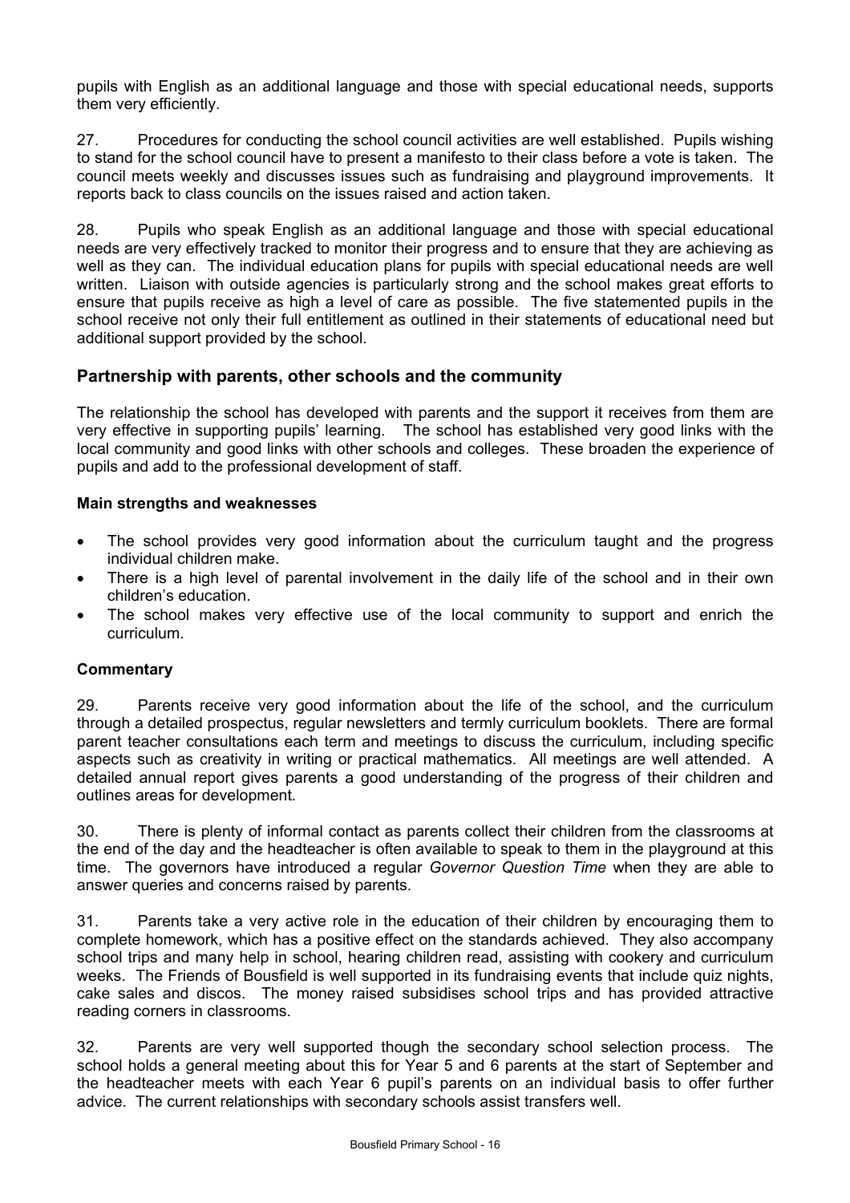pupils with English as an additional language and those with special educational needs, supports them very efficiently.

27. Procedures for conducting the school council activities are well established. Pupils wishing to stand for the school council have to present a manifesto to their class before a vote is taken. The council meets weekly and discusses issues such as fundraising and playground improvements. It reports back to class councils on the issues raised and action taken.

28. Pupils who speak English as an additional language and those with special educational needs are very effectively tracked to monitor their progress and to ensure that they are achieving as well as they can. The individual education plans for pupils with special educational needs are well written. Liaison with outside agencies is particularly strong and the school makes great efforts to ensure that pupils receive as high a level of care as possible. The five statemented pupils in the school receive not only their full entitlement as outlined in their statements of educational need but additional support provided by the school.

## Partnership with parents, other schools and the community

The relationship the school has developed with parents and the support it receives from them are very effective in supporting pupils' learning. The school has established very good links with the local community and good links with other schools and colleges. These broaden the experience of pupils and add to the professional development of staff.

### Main strengths and weaknesses

- The school provides very good information about the curriculum taught and the progress individual children make.
- There is a high level of parental involvement in the daily life of the school and in their own children's education.
- The school makes very effective use of the local community to support and enrich the curriculum.

### Commentary

29. Parents receive very good information about the life of the school, and the curriculum through a detailed prospectus, regular newsletters and termly curriculum booklets. There are formal parent teacher consultations each term and meetings to discuss the curriculum, including specific aspects such as creativity in writing or practical mathematics. All meetings are well attended. A detailed annual report gives parents a good understanding of the progress of their children and outlines areas for development.

30. There is plenty of informal contact as parents collect their children from the classrooms at the end of the day and the headteacher is often available to speak to them in the playground at this time. The governors have introduced a regular *Governor Question Time* when they are able to answer queries and concerns raised by parents.

31. Parents take a very active role in the education of their children by encouraging them to complete homework, which has a positive effect on the standards achieved. They also accompany school trips and many help in school, hearing children read, assisting with cookery and curriculum weeks. The Friends of Bousfield is well supported in its fundraising events that include quiz nights, cake sales and discos. The money raised subsidises school trips and has provided attractive reading corners in classrooms.

32. Parents are very well supported though the secondary school selection process. The school holds a general meeting about this for Year 5 and 6 parents at the start of September and the headteacher meets with each Year 6 pupil's parents on an individual basis to offer further advice. The current relationships with secondary schools assist transfers well.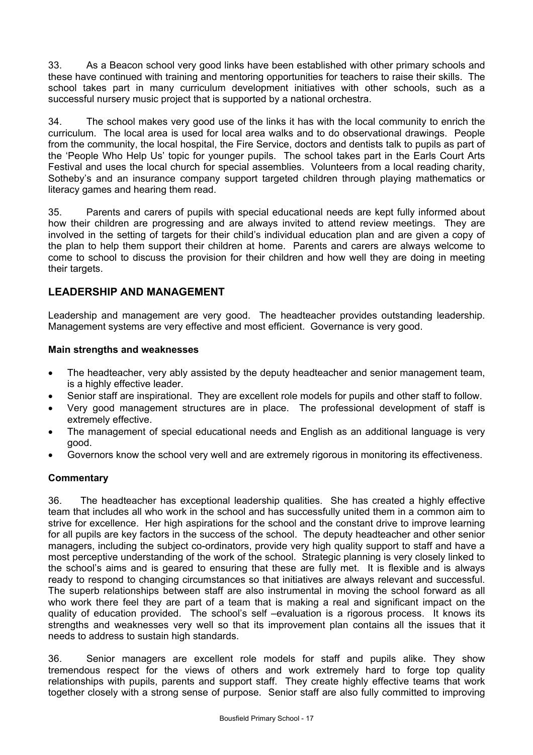33. As a Beacon school very good links have been established with other primary schools and these have continued with training and mentoring opportunities for teachers to raise their skills. The school takes part in many curriculum development initiatives with other schools, such as a successful nursery music project that is supported by a national orchestra.

34. The school makes very good use of the links it has with the local community to enrich the curriculum. The local area is used for local area walks and to do observational drawings. People from the community, the local hospital, the Fire Service, doctors and dentists talk to pupils as part of the 'People Who Help Us' topic for younger pupils. The school takes part in the Earls Court Arts Festival and uses the local church for special assemblies. Volunteers from a local reading charity, Sotheby's and an insurance company support targeted children through playing mathematics or literacy games and hearing them read.

35. Parents and carers of pupils with special educational needs are kept fully informed about how their children are progressing and are always invited to attend review meetings. They are involved in the setting of targets for their child's individual education plan and are given a copy of the plan to help them support their children at home. Parents and carers are always welcome to come to school to discuss the provision for their children and how well they are doing in meeting their targets.

## LEADERSHIP AND MANAGEMENT

Leadership and management are very good. The headteacher provides outstanding leadership. Management systems are very effective and most efficient. Governance is very good.

### Main strengths and weaknesses

- The headteacher, very ably assisted by the deputy headteacher and senior management team, is a highly effective leader.
- Senior staff are inspirational. They are excellent role models for pupils and other staff to follow.
- Very good management structures are in place. The professional development of staff is extremely effective.
- The management of special educational needs and English as an additional language is very good.
- Governors know the school very well and are extremely rigorous in monitoring its effectiveness.

### Commentary

36. The headteacher has exceptional leadership qualities. She has created a highly effective team that includes all who work in the school and has successfully united them in a common aim to strive for excellence. Her high aspirations for the school and the constant drive to improve learning for all pupils are key factors in the success of the school. The deputy headteacher and other senior managers, including the subject co-ordinators, provide very high quality support to staff and have a most perceptive understanding of the work of the school. Strategic planning is very closely linked to the school's aims and is geared to ensuring that these are fully met. It is flexible and is always ready to respond to changing circumstances so that initiatives are always relevant and successful. The superb relationships between staff are also instrumental in moving the school forward as all who work there feel they are part of a team that is making a real and significant impact on the quality of education provided. The school's self –evaluation is a rigorous process. It knows its strengths and weaknesses very well so that its improvement plan contains all the issues that it needs to address to sustain high standards.

36. Senior managers are excellent role models for staff and pupils alike. They show tremendous respect for the views of others and work extremely hard to forge top quality relationships with pupils, parents and support staff. They create highly effective teams that work together closely with a strong sense of purpose. Senior staff are also fully committed to improving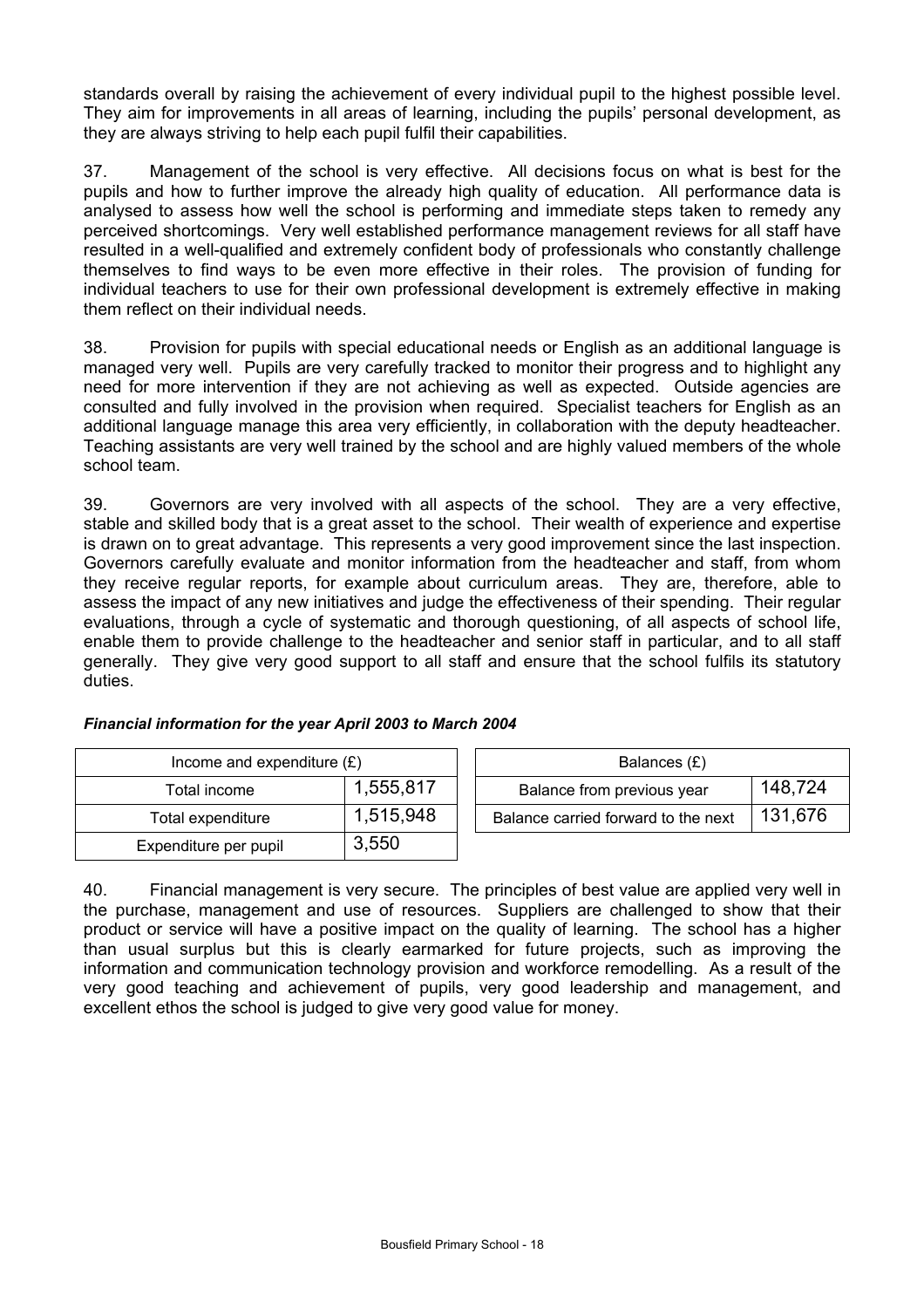standards overall by raising the achievement of every individual pupil to the highest possible level. They aim for improvements in all areas of learning, including the pupils' personal development, as they are always striving to help each pupil fulfil their capabilities.

37. Management of the school is very effective. All decisions focus on what is best for the pupils and how to further improve the already high quality of education. All performance data is analysed to assess how well the school is performing and immediate steps taken to remedy any perceived shortcomings. Very well established performance management reviews for all staff have resulted in a well-qualified and extremely confident body of professionals who constantly challenge themselves to find ways to be even more effective in their roles. The provision of funding for individual teachers to use for their own professional development is extremely effective in making them reflect on their individual needs.

38. Provision for pupils with special educational needs or English as an additional language is managed very well. Pupils are very carefully tracked to monitor their progress and to highlight any need for more intervention if they are not achieving as well as expected. Outside agencies are consulted and fully involved in the provision when required. Specialist teachers for English as an additional language manage this area very efficiently, in collaboration with the deputy headteacher. Teaching assistants are very well trained by the school and are highly valued members of the whole school team.

39. Governors are very involved with all aspects of the school. They are a very effective, stable and skilled body that is a great asset to the school. Their wealth of experience and expertise is drawn on to great advantage. This represents a very good improvement since the last inspection. Governors carefully evaluate and monitor information from the headteacher and staff, from whom they receive regular reports, for example about curriculum areas. They are, therefore, able to assess the impact of any new initiatives and judge the effectiveness of their spending. Their regular evaluations, through a cycle of systematic and thorough questioning, of all aspects of school life, enable them to provide challenge to the headteacher and senior staff in particular, and to all staff generally. They give very good support to all staff and ensure that the school fulfils its statutory duties.

***Financial information for the year April 2003 to March 2004***

| Income and expenditure (£) | |
|---|---|
| Total income | 1,555,817 |
| Total expenditure | 1,515,948 |
| Expenditure per pupil | 3,550 |

| Balances (£) | |
|---|---|
| Balance from previous year | 148,724 |
| Balance carried forward to the next | 131,676 |

40. Financial management is very secure. The principles of best value are applied very well in the purchase, management and use of resources. Suppliers are challenged to show that their product or service will have a positive impact on the quality of learning. The school has a higher than usual surplus but this is clearly earmarked for future projects, such as improving the information and communication technology provision and workforce remodelling. As a result of the very good teaching and achievement of pupils, very good leadership and management, and excellent ethos the school is judged to give very good value for money.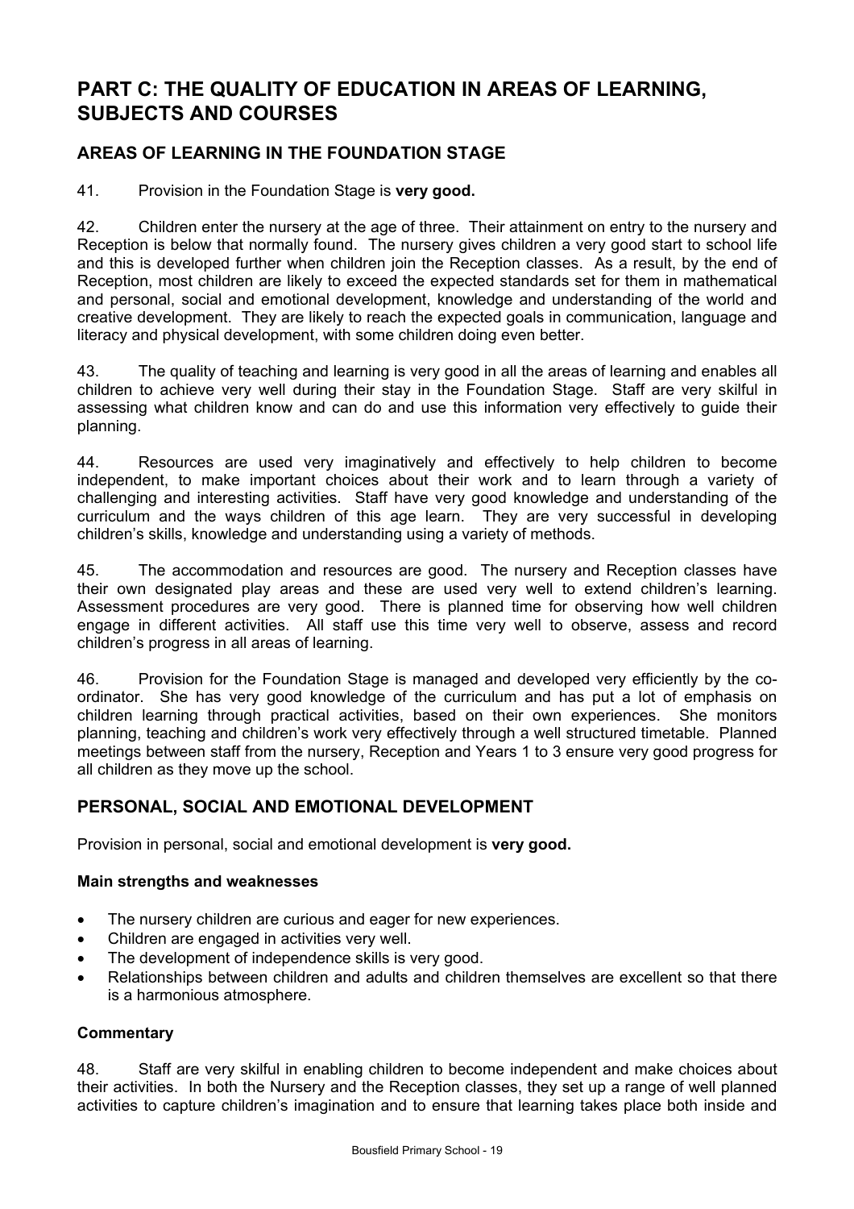# PART C: THE QUALITY OF EDUCATION IN AREAS OF LEARNING, SUBJECTS AND COURSES

## AREAS OF LEARNING IN THE FOUNDATION STAGE

41. Provision in the Foundation Stage is **very good.**

42. Children enter the nursery at the age of three. Their attainment on entry to the nursery and Reception is below that normally found. The nursery gives children a very good start to school life and this is developed further when children join the Reception classes. As a result, by the end of Reception, most children are likely to exceed the expected standards set for them in mathematical and personal, social and emotional development, knowledge and understanding of the world and creative development. They are likely to reach the expected goals in communication, language and literacy and physical development, with some children doing even better.

43. The quality of teaching and learning is very good in all the areas of learning and enables all children to achieve very well during their stay in the Foundation Stage. Staff are very skilful in assessing what children know and can do and use this information very effectively to guide their planning.

44. Resources are used very imaginatively and effectively to help children to become independent, to make important choices about their work and to learn through a variety of challenging and interesting activities. Staff have very good knowledge and understanding of the curriculum and the ways children of this age learn. They are very successful in developing children's skills, knowledge and understanding using a variety of methods.

45. The accommodation and resources are good. The nursery and Reception classes have their own designated play areas and these are used very well to extend children's learning. Assessment procedures are very good. There is planned time for observing how well children engage in different activities. All staff use this time very well to observe, assess and record children's progress in all areas of learning.

46. Provision for the Foundation Stage is managed and developed very efficiently by the co-ordinator. She has very good knowledge of the curriculum and has put a lot of emphasis on children learning through practical activities, based on their own experiences. She monitors planning, teaching and children's work very effectively through a well structured timetable. Planned meetings between staff from the nursery, Reception and Years 1 to 3 ensure very good progress for all children as they move up the school.

## PERSONAL, SOCIAL AND EMOTIONAL DEVELOPMENT

Provision in personal, social and emotional development is **very good.**

### Main strengths and weaknesses

- The nursery children are curious and eager for new experiences.
- Children are engaged in activities very well.
- The development of independence skills is very good.
- Relationships between children and adults and children themselves are excellent so that there is a harmonious atmosphere.

### Commentary

48. Staff are very skilful in enabling children to become independent and make choices about their activities. In both the Nursery and the Reception classes, they set up a range of well planned activities to capture children's imagination and to ensure that learning takes place both inside and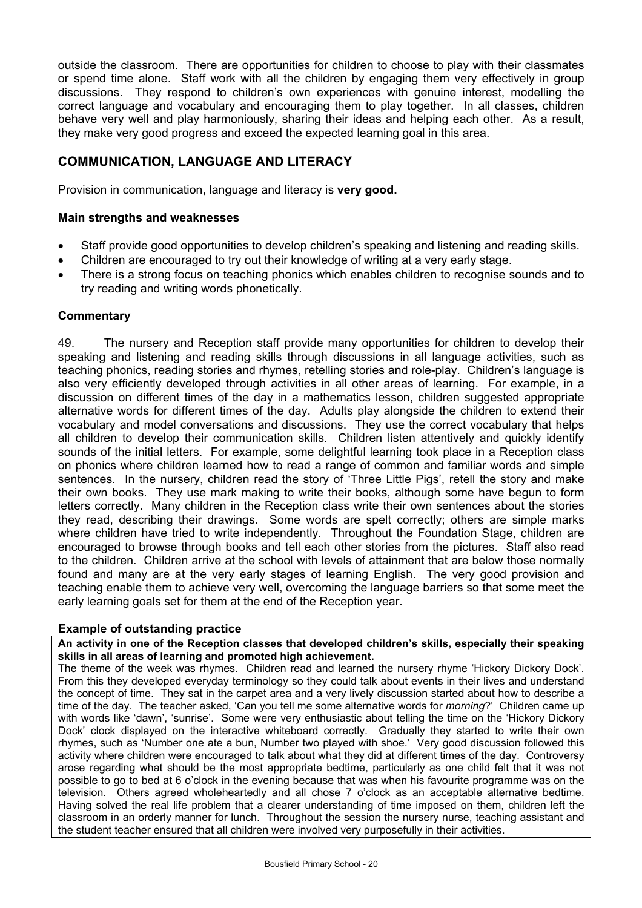outside the classroom. There are opportunities for children to choose to play with their classmates or spend time alone. Staff work with all the children by engaging them very effectively in group discussions. They respond to children's own experiences with genuine interest, modelling the correct language and vocabulary and encouraging them to play together. In all classes, children behave very well and play harmoniously, sharing their ideas and helping each other. As a result, they make very good progress and exceed the expected learning goal in this area.

## COMMUNICATION, LANGUAGE AND LITERACY

Provision in communication, language and literacy is **very good.**

### Main strengths and weaknesses

- Staff provide good opportunities to develop children's speaking and listening and reading skills.
- Children are encouraged to try out their knowledge of writing at a very early stage.
- There is a strong focus on teaching phonics which enables children to recognise sounds and to try reading and writing words phonetically.

### Commentary

49. The nursery and Reception staff provide many opportunities for children to develop their speaking and listening and reading skills through discussions in all language activities, such as teaching phonics, reading stories and rhymes, retelling stories and role-play. Children's language is also very efficiently developed through activities in all other areas of learning. For example, in a discussion on different times of the day in a mathematics lesson, children suggested appropriate alternative words for different times of the day. Adults play alongside the children to extend their vocabulary and model conversations and discussions. They use the correct vocabulary that helps all children to develop their communication skills. Children listen attentively and quickly identify sounds of the initial letters. For example, some delightful learning took place in a Reception class on phonics where children learned how to read a range of common and familiar words and simple sentences. In the nursery, children read the story of 'Three Little Pigs', retell the story and make their own books. They use mark making to write their books, although some have begun to form letters correctly. Many children in the Reception class write their own sentences about the stories they read, describing their drawings. Some words are spelt correctly; others are simple marks where children have tried to write independently. Throughout the Foundation Stage, children are encouraged to browse through books and tell each other stories from the pictures. Staff also read to the children. Children arrive at the school with levels of attainment that are below those normally found and many are at the very early stages of learning English. The very good provision and teaching enable them to achieve very well, overcoming the language barriers so that some meet the early learning goals set for them at the end of the Reception year.

### Example of outstanding practice

**An activity in one of the Reception classes that developed children's skills, especially their speaking skills in all areas of learning and promoted high achievement.**

The theme of the week was rhymes. Children read and learned the nursery rhyme 'Hickory Dickory Dock'. From this they developed everyday terminology so they could talk about events in their lives and understand the concept of time. They sat in the carpet area and a very lively discussion started about how to describe a time of the day. The teacher asked, 'Can you tell me some alternative words for *morning*?' Children came up with words like 'dawn', 'sunrise'. Some were very enthusiastic about telling the time on the 'Hickory Dickory Dock' clock displayed on the interactive whiteboard correctly. Gradually they started to write their own rhymes, such as 'Number one ate a bun, Number two played with shoe.' Very good discussion followed this activity where children were encouraged to talk about what they did at different times of the day. Controversy arose regarding what should be the most appropriate bedtime, particularly as one child felt that it was not possible to go to bed at 6 o'clock in the evening because that was when his favourite programme was on the television. Others agreed wholeheartedly and all chose 7 o'clock as an acceptable alternative bedtime. Having solved the real life problem that a clearer understanding of time imposed on them, children left the classroom in an orderly manner for lunch. Throughout the session the nursery nurse, teaching assistant and the student teacher ensured that all children were involved very purposefully in their activities.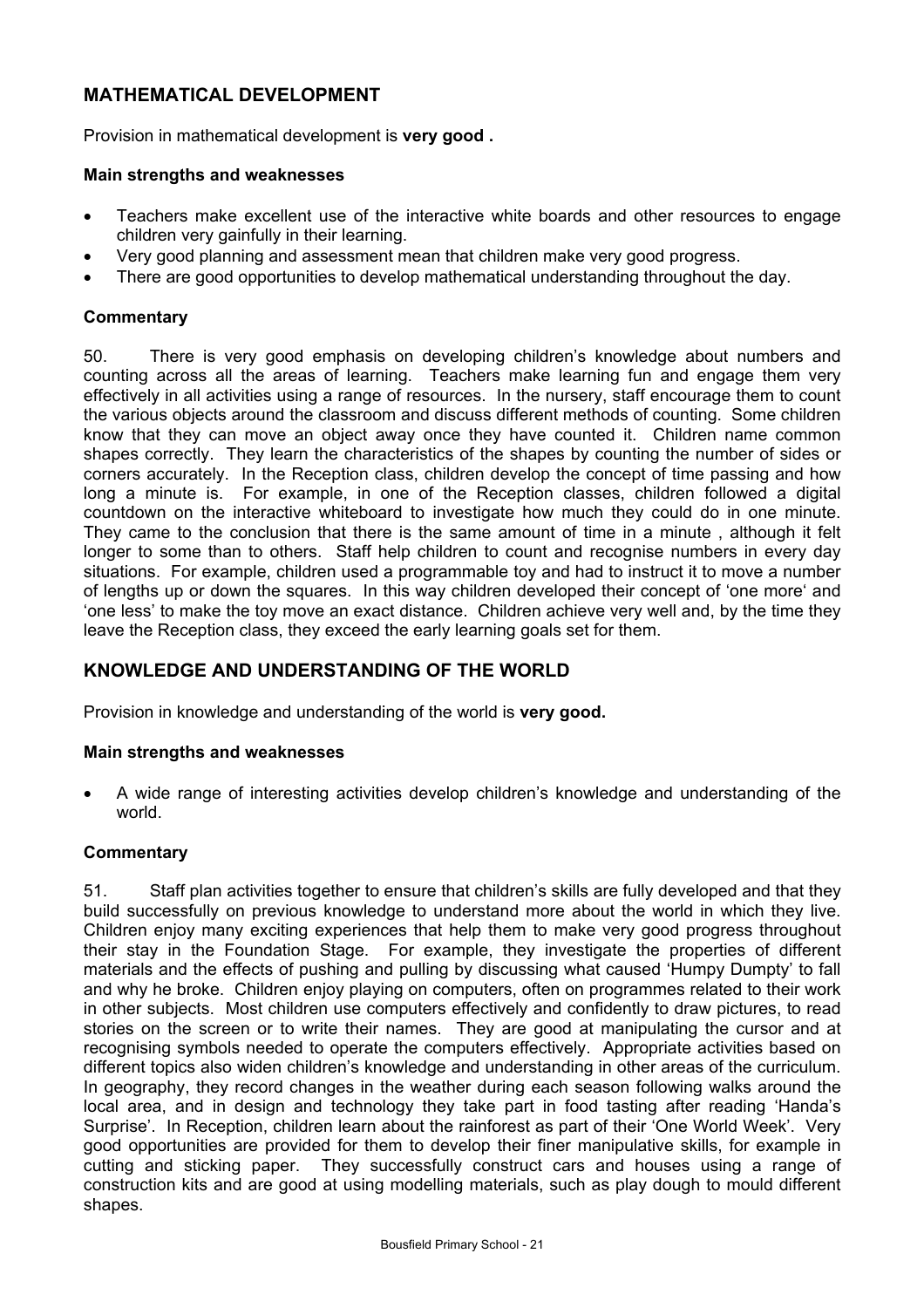## MATHEMATICAL DEVELOPMENT

Provision in mathematical development is **very good .**

### Main strengths and weaknesses

- Teachers make excellent use of the interactive white boards and other resources to engage children very gainfully in their learning.
- Very good planning and assessment mean that children make very good progress.
- There are good opportunities to develop mathematical understanding throughout the day.

### Commentary

50. There is very good emphasis on developing children's knowledge about numbers and counting across all the areas of learning. Teachers make learning fun and engage them very effectively in all activities using a range of resources. In the nursery, staff encourage them to count the various objects around the classroom and discuss different methods of counting. Some children know that they can move an object away once they have counted it. Children name common shapes correctly. They learn the characteristics of the shapes by counting the number of sides or corners accurately. In the Reception class, children develop the concept of time passing and how long a minute is. For example, in one of the Reception classes, children followed a digital countdown on the interactive whiteboard to investigate how much they could do in one minute. They came to the conclusion that there is the same amount of time in a minute , although it felt longer to some than to others. Staff help children to count and recognise numbers in every day situations. For example, children used a programmable toy and had to instruct it to move a number of lengths up or down the squares. In this way children developed their concept of 'one more' and 'one less' to make the toy move an exact distance. Children achieve very well and, by the time they leave the Reception class, they exceed the early learning goals set for them.

## KNOWLEDGE AND UNDERSTANDING OF THE WORLD

Provision in knowledge and understanding of the world is **very good.**

### Main strengths and weaknesses

- A wide range of interesting activities develop children's knowledge and understanding of the world.

### Commentary

51. Staff plan activities together to ensure that children's skills are fully developed and that they build successfully on previous knowledge to understand more about the world in which they live. Children enjoy many exciting experiences that help them to make very good progress throughout their stay in the Foundation Stage. For example, they investigate the properties of different materials and the effects of pushing and pulling by discussing what caused 'Humpy Dumpty' to fall and why he broke. Children enjoy playing on computers, often on programmes related to their work in other subjects. Most children use computers effectively and confidently to draw pictures, to read stories on the screen or to write their names. They are good at manipulating the cursor and at recognising symbols needed to operate the computers effectively. Appropriate activities based on different topics also widen children's knowledge and understanding in other areas of the curriculum. In geography, they record changes in the weather during each season following walks around the local area, and in design and technology they take part in food tasting after reading 'Handa's Surprise'. In Reception, children learn about the rainforest as part of their 'One World Week'. Very good opportunities are provided for them to develop their finer manipulative skills, for example in cutting and sticking paper. They successfully construct cars and houses using a range of construction kits and are good at using modelling materials, such as play dough to mould different shapes.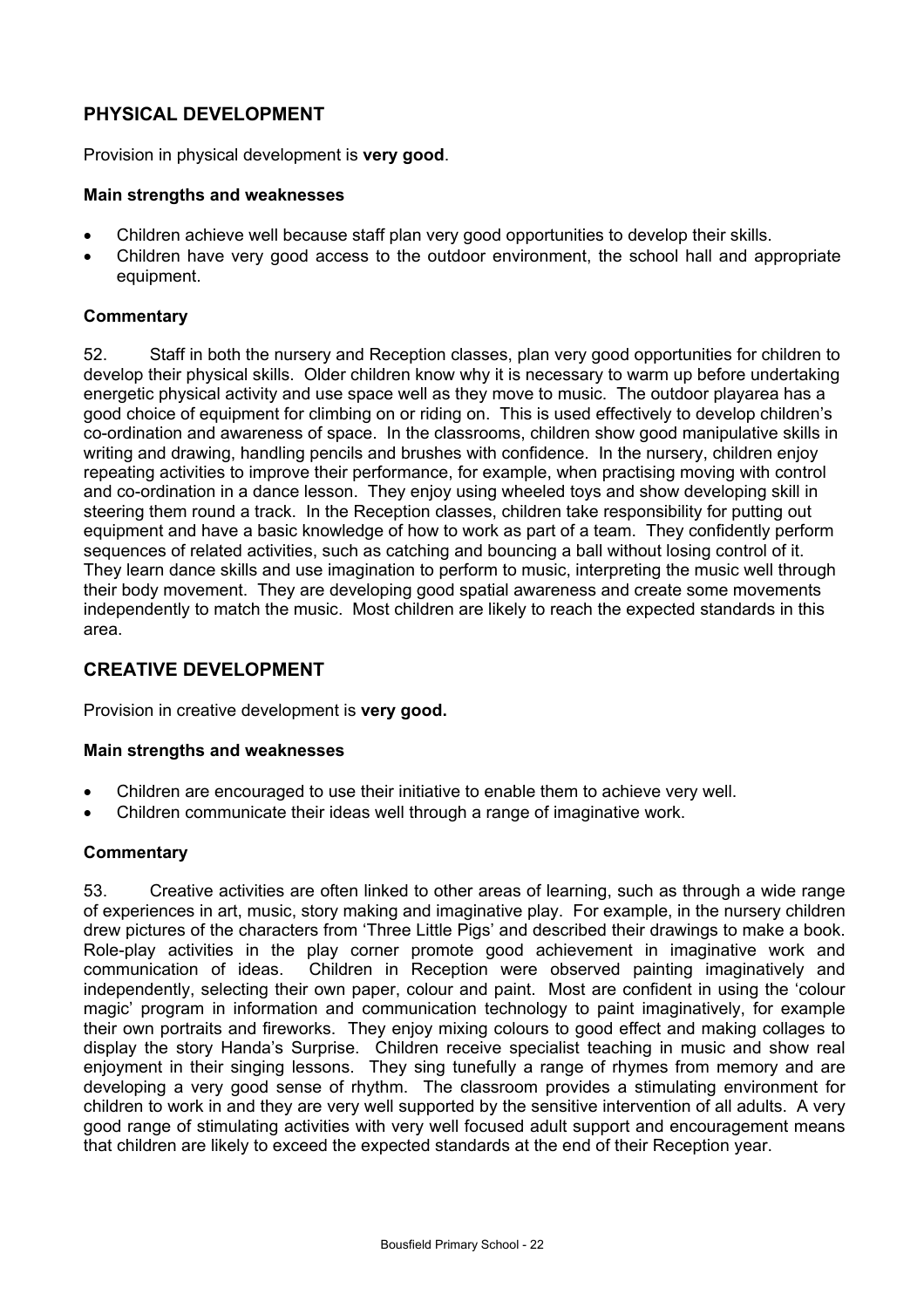## PHYSICAL DEVELOPMENT

Provision in physical development is **very good**.

### Main strengths and weaknesses

- Children achieve well because staff plan very good opportunities to develop their skills.
- Children have very good access to the outdoor environment, the school hall and appropriate equipment.

### Commentary

52. Staff in both the nursery and Reception classes, plan very good opportunities for children to develop their physical skills. Older children know why it is necessary to warm up before undertaking energetic physical activity and use space well as they move to music. The outdoor playarea has a good choice of equipment for climbing on or riding on. This is used effectively to develop children's co-ordination and awareness of space. In the classrooms, children show good manipulative skills in writing and drawing, handling pencils and brushes with confidence. In the nursery, children enjoy repeating activities to improve their performance, for example, when practising moving with control and co-ordination in a dance lesson. They enjoy using wheeled toys and show developing skill in steering them round a track. In the Reception classes, children take responsibility for putting out equipment and have a basic knowledge of how to work as part of a team. They confidently perform sequences of related activities, such as catching and bouncing a ball without losing control of it. They learn dance skills and use imagination to perform to music, interpreting the music well through their body movement. They are developing good spatial awareness and create some movements independently to match the music. Most children are likely to reach the expected standards in this area.

## CREATIVE DEVELOPMENT

Provision in creative development is **very good.**

### Main strengths and weaknesses

- Children are encouraged to use their initiative to enable them to achieve very well.
- Children communicate their ideas well through a range of imaginative work.

### Commentary

53. Creative activities are often linked to other areas of learning, such as through a wide range of experiences in art, music, story making and imaginative play. For example, in the nursery children drew pictures of the characters from 'Three Little Pigs' and described their drawings to make a book. Role-play activities in the play corner promote good achievement in imaginative work and communication of ideas. Children in Reception were observed painting imaginatively and independently, selecting their own paper, colour and paint. Most are confident in using the 'colour magic' program in information and communication technology to paint imaginatively, for example their own portraits and fireworks. They enjoy mixing colours to good effect and making collages to display the story Handa's Surprise. Children receive specialist teaching in music and show real enjoyment in their singing lessons. They sing tunefully a range of rhymes from memory and are developing a very good sense of rhythm. The classroom provides a stimulating environment for children to work in and they are very well supported by the sensitive intervention of all adults. A very good range of stimulating activities with very well focused adult support and encouragement means that children are likely to exceed the expected standards at the end of their Reception year.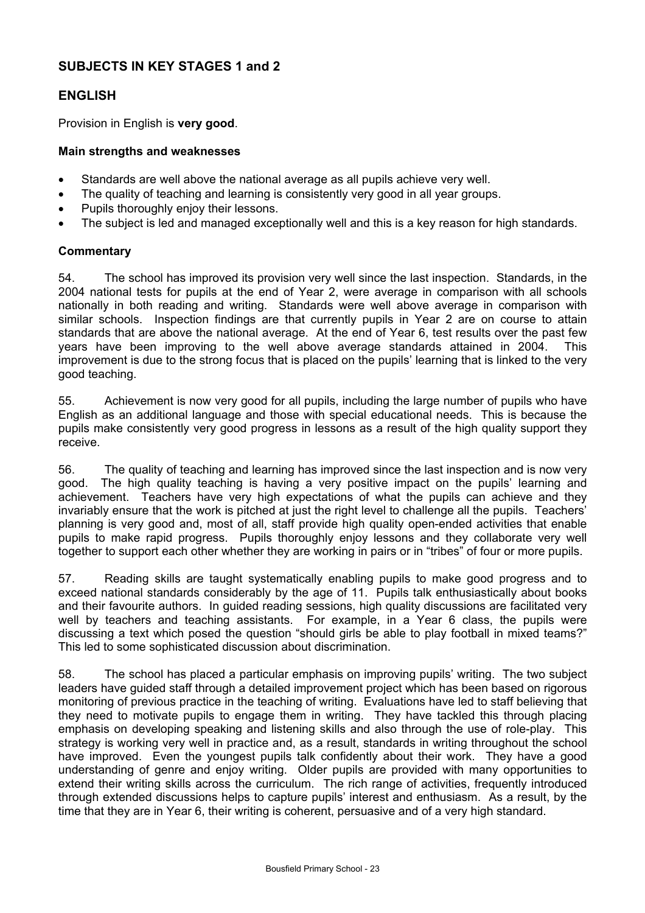## SUBJECTS IN KEY STAGES 1 and 2

## ENGLISH

Provision in English is **very good**.

### Main strengths and weaknesses

- Standards are well above the national average as all pupils achieve very well.
- The quality of teaching and learning is consistently very good in all year groups.
- Pupils thoroughly enjoy their lessons.
- The subject is led and managed exceptionally well and this is a key reason for high standards.

### Commentary

54. The school has improved its provision very well since the last inspection. Standards, in the 2004 national tests for pupils at the end of Year 2, were average in comparison with all schools nationally in both reading and writing. Standards were well above average in comparison with similar schools. Inspection findings are that currently pupils in Year 2 are on course to attain standards that are above the national average. At the end of Year 6, test results over the past few years have been improving to the well above average standards attained in 2004. This improvement is due to the strong focus that is placed on the pupils' learning that is linked to the very good teaching.

55. Achievement is now very good for all pupils, including the large number of pupils who have English as an additional language and those with special educational needs. This is because the pupils make consistently very good progress in lessons as a result of the high quality support they receive.

56. The quality of teaching and learning has improved since the last inspection and is now very good. The high quality teaching is having a very positive impact on the pupils' learning and achievement. Teachers have very high expectations of what the pupils can achieve and they invariably ensure that the work is pitched at just the right level to challenge all the pupils. Teachers' planning is very good and, most of all, staff provide high quality open-ended activities that enable pupils to make rapid progress. Pupils thoroughly enjoy lessons and they collaborate very well together to support each other whether they are working in pairs or in "tribes" of four or more pupils.

57. Reading skills are taught systematically enabling pupils to make good progress and to exceed national standards considerably by the age of 11. Pupils talk enthusiastically about books and their favourite authors. In guided reading sessions, high quality discussions are facilitated very well by teachers and teaching assistants. For example, in a Year 6 class, the pupils were discussing a text which posed the question "should girls be able to play football in mixed teams?" This led to some sophisticated discussion about discrimination.

58. The school has placed a particular emphasis on improving pupils' writing. The two subject leaders have guided staff through a detailed improvement project which has been based on rigorous monitoring of previous practice in the teaching of writing. Evaluations have led to staff believing that they need to motivate pupils to engage them in writing. They have tackled this through placing emphasis on developing speaking and listening skills and also through the use of role-play. This strategy is working very well in practice and, as a result, standards in writing throughout the school have improved. Even the youngest pupils talk confidently about their work. They have a good understanding of genre and enjoy writing. Older pupils are provided with many opportunities to extend their writing skills across the curriculum. The rich range of activities, frequently introduced through extended discussions helps to capture pupils' interest and enthusiasm. As a result, by the time that they are in Year 6, their writing is coherent, persuasive and of a very high standard.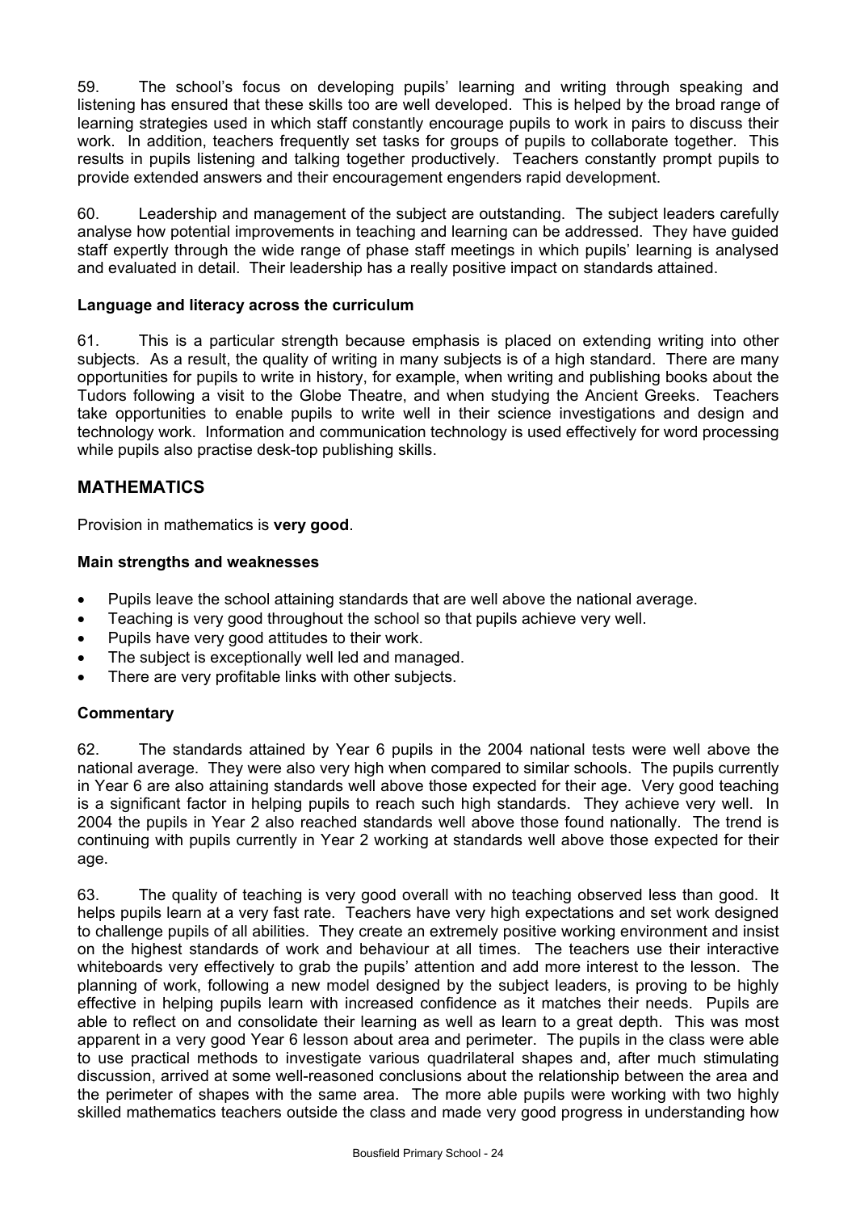59. The school's focus on developing pupils' learning and writing through speaking and listening has ensured that these skills too are well developed. This is helped by the broad range of learning strategies used in which staff constantly encourage pupils to work in pairs to discuss their work. In addition, teachers frequently set tasks for groups of pupils to collaborate together. This results in pupils listening and talking together productively. Teachers constantly prompt pupils to provide extended answers and their encouragement engenders rapid development.

60. Leadership and management of the subject are outstanding. The subject leaders carefully analyse how potential improvements in teaching and learning can be addressed. They have guided staff expertly through the wide range of phase staff meetings in which pupils' learning is analysed and evaluated in detail. Their leadership has a really positive impact on standards attained.

### Language and literacy across the curriculum

61. This is a particular strength because emphasis is placed on extending writing into other subjects. As a result, the quality of writing in many subjects is of a high standard. There are many opportunities for pupils to write in history, for example, when writing and publishing books about the Tudors following a visit to the Globe Theatre, and when studying the Ancient Greeks. Teachers take opportunities to enable pupils to write well in their science investigations and design and technology work. Information and communication technology is used effectively for word processing while pupils also practise desk-top publishing skills.

## MATHEMATICS

Provision in mathematics is **very good**.

### Main strengths and weaknesses

- Pupils leave the school attaining standards that are well above the national average.
- Teaching is very good throughout the school so that pupils achieve very well.
- Pupils have very good attitudes to their work.
- The subject is exceptionally well led and managed.
- There are very profitable links with other subjects.

### Commentary

62. The standards attained by Year 6 pupils in the 2004 national tests were well above the national average. They were also very high when compared to similar schools. The pupils currently in Year 6 are also attaining standards well above those expected for their age. Very good teaching is a significant factor in helping pupils to reach such high standards. They achieve very well. In 2004 the pupils in Year 2 also reached standards well above those found nationally. The trend is continuing with pupils currently in Year 2 working at standards well above those expected for their age.

63. The quality of teaching is very good overall with no teaching observed less than good. It helps pupils learn at a very fast rate. Teachers have very high expectations and set work designed to challenge pupils of all abilities. They create an extremely positive working environment and insist on the highest standards of work and behaviour at all times. The teachers use their interactive whiteboards very effectively to grab the pupils' attention and add more interest to the lesson. The planning of work, following a new model designed by the subject leaders, is proving to be highly effective in helping pupils learn with increased confidence as it matches their needs. Pupils are able to reflect on and consolidate their learning as well as learn to a great depth. This was most apparent in a very good Year 6 lesson about area and perimeter. The pupils in the class were able to use practical methods to investigate various quadrilateral shapes and, after much stimulating discussion, arrived at some well-reasoned conclusions about the relationship between the area and the perimeter of shapes with the same area. The more able pupils were working with two highly skilled mathematics teachers outside the class and made very good progress in understanding how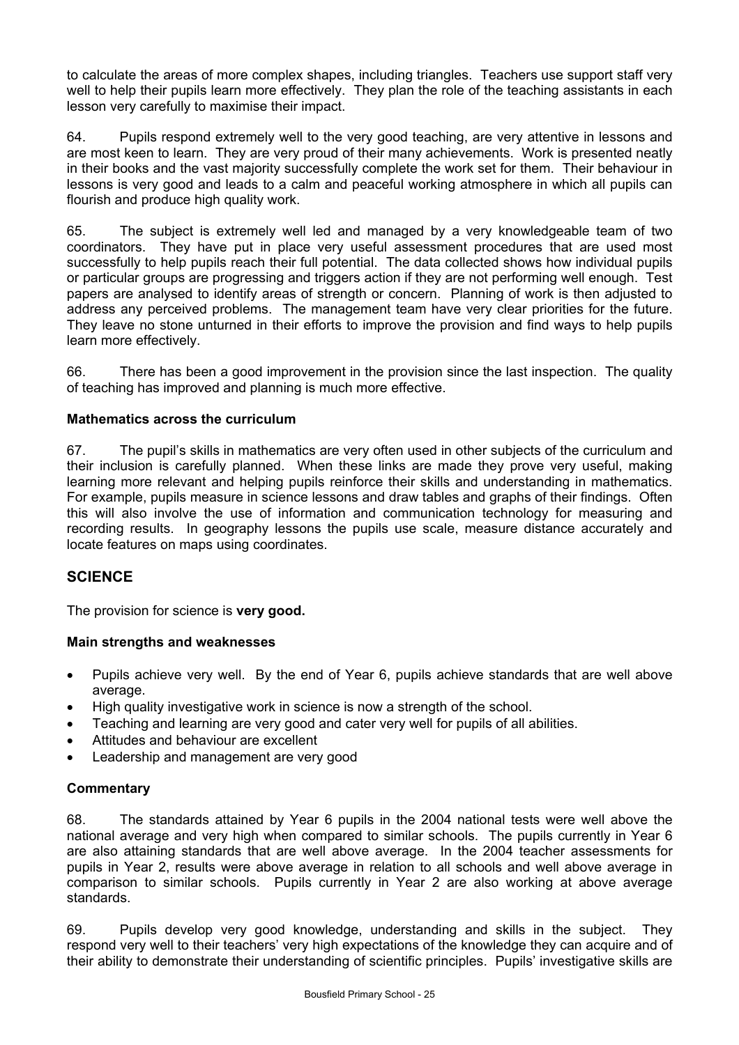to calculate the areas of more complex shapes, including triangles. Teachers use support staff very well to help their pupils learn more effectively. They plan the role of the teaching assistants in each lesson very carefully to maximise their impact.

64. Pupils respond extremely well to the very good teaching, are very attentive in lessons and are most keen to learn. They are very proud of their many achievements. Work is presented neatly in their books and the vast majority successfully complete the work set for them. Their behaviour in lessons is very good and leads to a calm and peaceful working atmosphere in which all pupils can flourish and produce high quality work.

65. The subject is extremely well led and managed by a very knowledgeable team of two coordinators. They have put in place very useful assessment procedures that are used most successfully to help pupils reach their full potential. The data collected shows how individual pupils or particular groups are progressing and triggers action if they are not performing well enough. Test papers are analysed to identify areas of strength or concern. Planning of work is then adjusted to address any perceived problems. The management team have very clear priorities for the future. They leave no stone unturned in their efforts to improve the provision and find ways to help pupils learn more effectively.

66. There has been a good improvement in the provision since the last inspection. The quality of teaching has improved and planning is much more effective.

### Mathematics across the curriculum

67. The pupil's skills in mathematics are very often used in other subjects of the curriculum and their inclusion is carefully planned. When these links are made they prove very useful, making learning more relevant and helping pupils reinforce their skills and understanding in mathematics. For example, pupils measure in science lessons and draw tables and graphs of their findings. Often this will also involve the use of information and communication technology for measuring and recording results. In geography lessons the pupils use scale, measure distance accurately and locate features on maps using coordinates.

## SCIENCE

The provision for science is **very good.**

### Main strengths and weaknesses

- Pupils achieve very well. By the end of Year 6, pupils achieve standards that are well above average.
- High quality investigative work in science is now a strength of the school.
- Teaching and learning are very good and cater very well for pupils of all abilities.
- Attitudes and behaviour are excellent
- Leadership and management are very good

### Commentary

68. The standards attained by Year 6 pupils in the 2004 national tests were well above the national average and very high when compared to similar schools. The pupils currently in Year 6 are also attaining standards that are well above average. In the 2004 teacher assessments for pupils in Year 2, results were above average in relation to all schools and well above average in comparison to similar schools. Pupils currently in Year 2 are also working at above average standards.

69. Pupils develop very good knowledge, understanding and skills in the subject. They respond very well to their teachers' very high expectations of the knowledge they can acquire and of their ability to demonstrate their understanding of scientific principles. Pupils' investigative skills are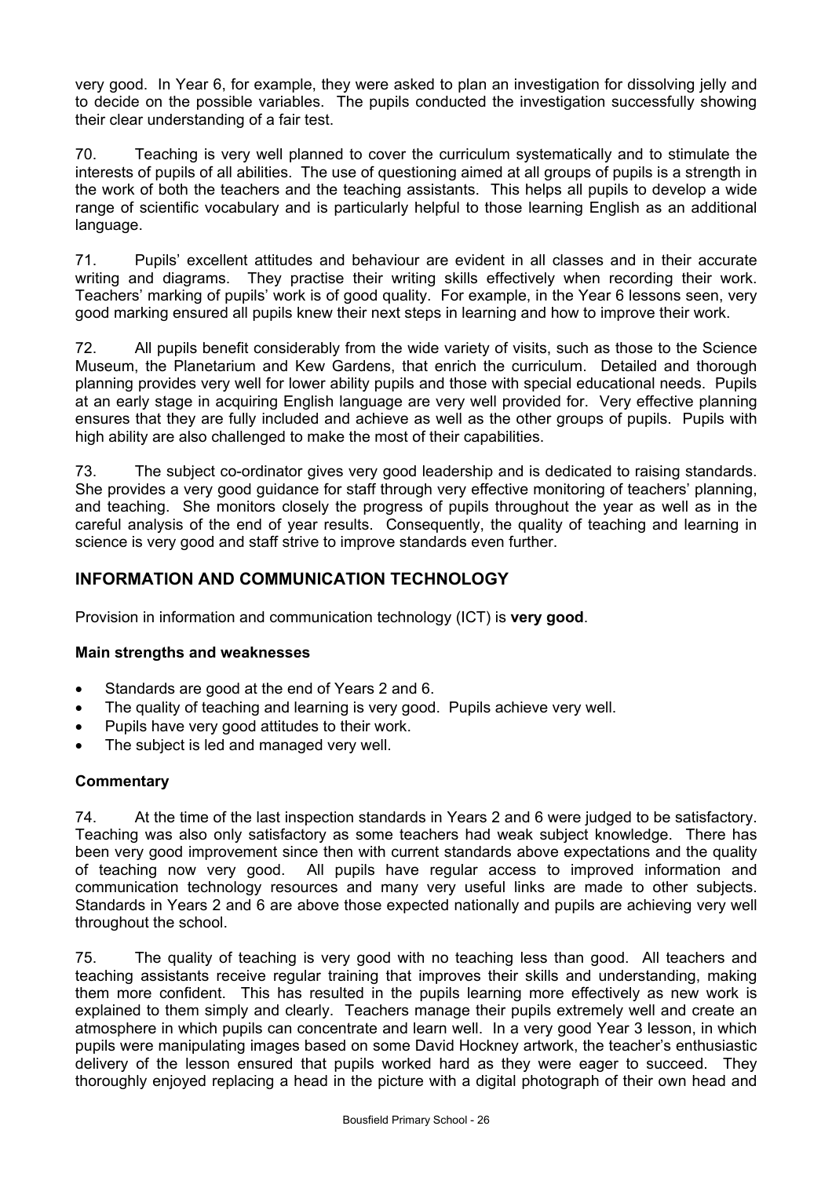very good. In Year 6, for example, they were asked to plan an investigation for dissolving jelly and to decide on the possible variables. The pupils conducted the investigation successfully showing their clear understanding of a fair test.

70. Teaching is very well planned to cover the curriculum systematically and to stimulate the interests of pupils of all abilities. The use of questioning aimed at all groups of pupils is a strength in the work of both the teachers and the teaching assistants. This helps all pupils to develop a wide range of scientific vocabulary and is particularly helpful to those learning English as an additional language.

71. Pupils' excellent attitudes and behaviour are evident in all classes and in their accurate writing and diagrams. They practise their writing skills effectively when recording their work. Teachers' marking of pupils' work is of good quality. For example, in the Year 6 lessons seen, very good marking ensured all pupils knew their next steps in learning and how to improve their work.

72. All pupils benefit considerably from the wide variety of visits, such as those to the Science Museum, the Planetarium and Kew Gardens, that enrich the curriculum. Detailed and thorough planning provides very well for lower ability pupils and those with special educational needs. Pupils at an early stage in acquiring English language are very well provided for. Very effective planning ensures that they are fully included and achieve as well as the other groups of pupils. Pupils with high ability are also challenged to make the most of their capabilities.

73. The subject co-ordinator gives very good leadership and is dedicated to raising standards. She provides a very good guidance for staff through very effective monitoring of teachers' planning, and teaching. She monitors closely the progress of pupils throughout the year as well as in the careful analysis of the end of year results. Consequently, the quality of teaching and learning in science is very good and staff strive to improve standards even further.

## INFORMATION AND COMMUNICATION TECHNOLOGY

Provision in information and communication technology (ICT) is **very good**.

### Main strengths and weaknesses

- Standards are good at the end of Years 2 and 6.
- The quality of teaching and learning is very good. Pupils achieve very well.
- Pupils have very good attitudes to their work.
- The subject is led and managed very well.

### Commentary

74. At the time of the last inspection standards in Years 2 and 6 were judged to be satisfactory. Teaching was also only satisfactory as some teachers had weak subject knowledge. There has been very good improvement since then with current standards above expectations and the quality of teaching now very good. All pupils have regular access to improved information and communication technology resources and many very useful links are made to other subjects. Standards in Years 2 and 6 are above those expected nationally and pupils are achieving very well throughout the school.

75. The quality of teaching is very good with no teaching less than good. All teachers and teaching assistants receive regular training that improves their skills and understanding, making them more confident. This has resulted in the pupils learning more effectively as new work is explained to them simply and clearly. Teachers manage their pupils extremely well and create an atmosphere in which pupils can concentrate and learn well. In a very good Year 3 lesson, in which pupils were manipulating images based on some David Hockney artwork, the teacher's enthusiastic delivery of the lesson ensured that pupils worked hard as they were eager to succeed. They thoroughly enjoyed replacing a head in the picture with a digital photograph of their own head and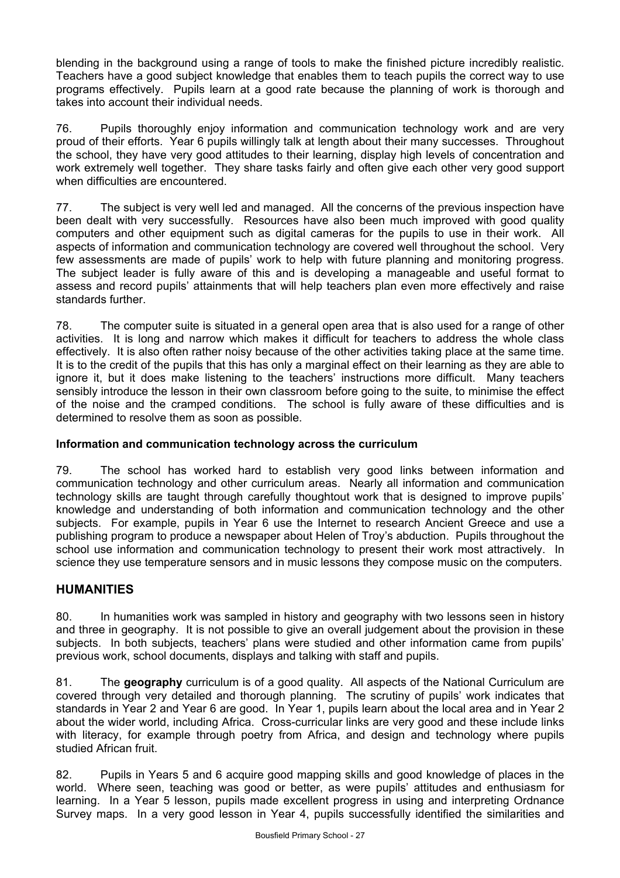blending in the background using a range of tools to make the finished picture incredibly realistic. Teachers have a good subject knowledge that enables them to teach pupils the correct way to use programs effectively. Pupils learn at a good rate because the planning of work is thorough and takes into account their individual needs.

76. Pupils thoroughly enjoy information and communication technology work and are very proud of their efforts. Year 6 pupils willingly talk at length about their many successes. Throughout the school, they have very good attitudes to their learning, display high levels of concentration and work extremely well together. They share tasks fairly and often give each other very good support when difficulties are encountered.

77. The subject is very well led and managed. All the concerns of the previous inspection have been dealt with very successfully. Resources have also been much improved with good quality computers and other equipment such as digital cameras for the pupils to use in their work. All aspects of information and communication technology are covered well throughout the school. Very few assessments are made of pupils' work to help with future planning and monitoring progress. The subject leader is fully aware of this and is developing a manageable and useful format to assess and record pupils' attainments that will help teachers plan even more effectively and raise standards further.

78. The computer suite is situated in a general open area that is also used for a range of other activities. It is long and narrow which makes it difficult for teachers to address the whole class effectively. It is also often rather noisy because of the other activities taking place at the same time. It is to the credit of the pupils that this has only a marginal effect on their learning as they are able to ignore it, but it does make listening to the teachers' instructions more difficult. Many teachers sensibly introduce the lesson in their own classroom before going to the suite, to minimise the effect of the noise and the cramped conditions. The school is fully aware of these difficulties and is determined to resolve them as soon as possible.

**Information and communication technology across the curriculum**

79. The school has worked hard to establish very good links between information and communication technology and other curriculum areas. Nearly all information and communication technology skills are taught through carefully thoughtout work that is designed to improve pupils' knowledge and understanding of both information and communication technology and the other subjects. For example, pupils in Year 6 use the Internet to research Ancient Greece and use a publishing program to produce a newspaper about Helen of Troy's abduction. Pupils throughout the school use information and communication technology to present their work most attractively. In science they use temperature sensors and in music lessons they compose music on the computers.

## HUMANITIES

80. In humanities work was sampled in history and geography with two lessons seen in history and three in geography. It is not possible to give an overall judgement about the provision in these subjects. In both subjects, teachers' plans were studied and other information came from pupils' previous work, school documents, displays and talking with staff and pupils.

81. The **geography** curriculum is of a good quality. All aspects of the National Curriculum are covered through very detailed and thorough planning. The scrutiny of pupils' work indicates that standards in Year 2 and Year 6 are good. In Year 1, pupils learn about the local area and in Year 2 about the wider world, including Africa. Cross-curricular links are very good and these include links with literacy, for example through poetry from Africa, and design and technology where pupils studied African fruit.

82. Pupils in Years 5 and 6 acquire good mapping skills and good knowledge of places in the world. Where seen, teaching was good or better, as were pupils' attitudes and enthusiasm for learning. In a Year 5 lesson, pupils made excellent progress in using and interpreting Ordnance Survey maps. In a very good lesson in Year 4, pupils successfully identified the similarities and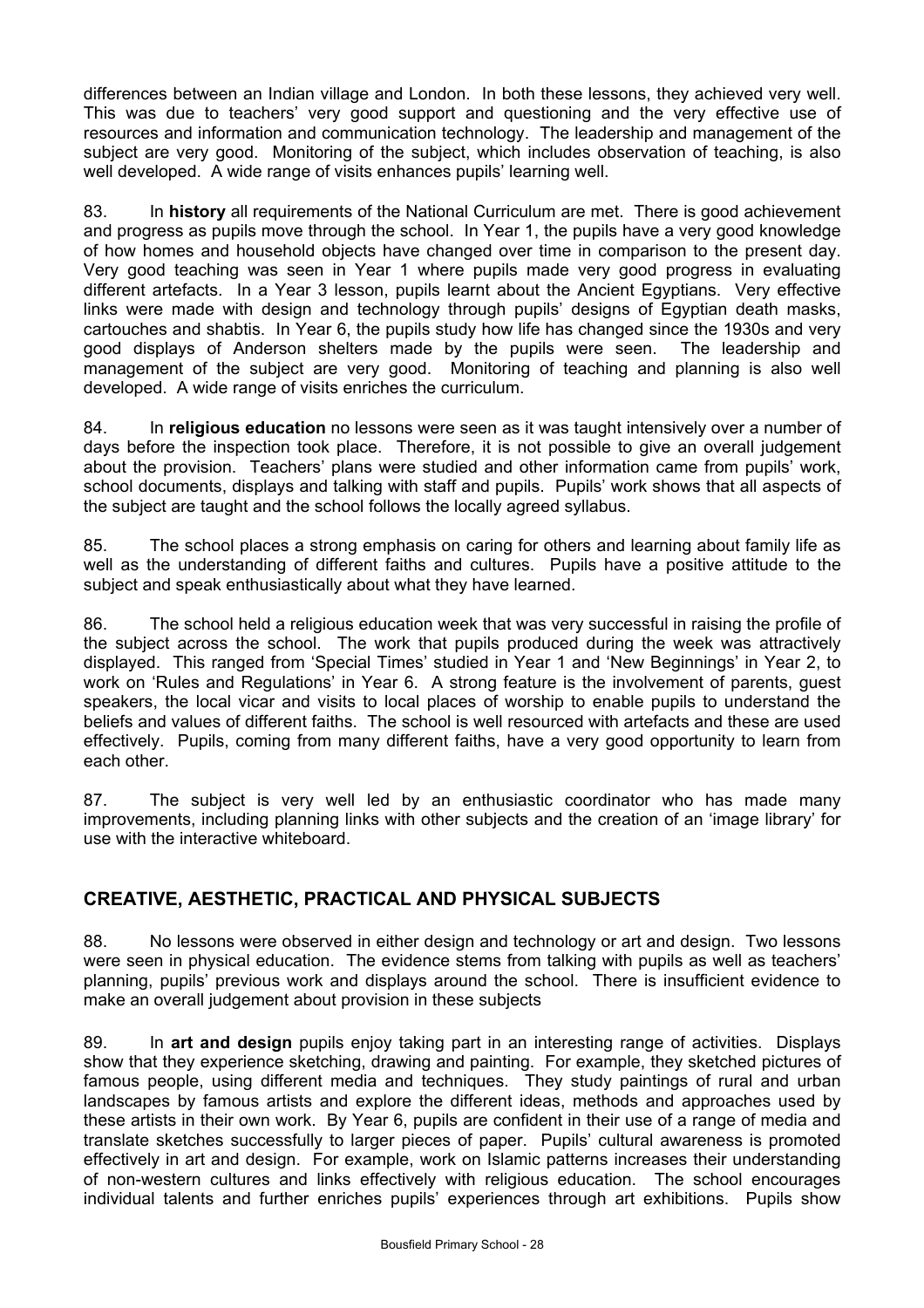differences between an Indian village and London. In both these lessons, they achieved very well. This was due to teachers' very good support and questioning and the very effective use of resources and information and communication technology. The leadership and management of the subject are very good. Monitoring of the subject, which includes observation of teaching, is also well developed. A wide range of visits enhances pupils' learning well.

83. In **history** all requirements of the National Curriculum are met. There is good achievement and progress as pupils move through the school. In Year 1, the pupils have a very good knowledge of how homes and household objects have changed over time in comparison to the present day. Very good teaching was seen in Year 1 where pupils made very good progress in evaluating different artefacts. In a Year 3 lesson, pupils learnt about the Ancient Egyptians. Very effective links were made with design and technology through pupils' designs of Egyptian death masks, cartouches and shabtis. In Year 6, the pupils study how life has changed since the 1930s and very good displays of Anderson shelters made by the pupils were seen. The leadership and management of the subject are very good. Monitoring of teaching and planning is also well developed. A wide range of visits enriches the curriculum.

84. In **religious education** no lessons were seen as it was taught intensively over a number of days before the inspection took place. Therefore, it is not possible to give an overall judgement about the provision. Teachers' plans were studied and other information came from pupils' work, school documents, displays and talking with staff and pupils. Pupils' work shows that all aspects of the subject are taught and the school follows the locally agreed syllabus.

85. The school places a strong emphasis on caring for others and learning about family life as well as the understanding of different faiths and cultures. Pupils have a positive attitude to the subject and speak enthusiastically about what they have learned.

86. The school held a religious education week that was very successful in raising the profile of the subject across the school. The work that pupils produced during the week was attractively displayed. This ranged from 'Special Times' studied in Year 1 and 'New Beginnings' in Year 2, to work on 'Rules and Regulations' in Year 6. A strong feature is the involvement of parents, guest speakers, the local vicar and visits to local places of worship to enable pupils to understand the beliefs and values of different faiths. The school is well resourced with artefacts and these are used effectively. Pupils, coming from many different faiths, have a very good opportunity to learn from each other.

87. The subject is very well led by an enthusiastic coordinator who has made many improvements, including planning links with other subjects and the creation of an 'image library' for use with the interactive whiteboard.

## CREATIVE, AESTHETIC, PRACTICAL AND PHYSICAL SUBJECTS

88. No lessons were observed in either design and technology or art and design. Two lessons were seen in physical education. The evidence stems from talking with pupils as well as teachers' planning, pupils' previous work and displays around the school. There is insufficient evidence to make an overall judgement about provision in these subjects

89. In **art and design** pupils enjoy taking part in an interesting range of activities. Displays show that they experience sketching, drawing and painting. For example, they sketched pictures of famous people, using different media and techniques. They study paintings of rural and urban landscapes by famous artists and explore the different ideas, methods and approaches used by these artists in their own work. By Year 6, pupils are confident in their use of a range of media and translate sketches successfully to larger pieces of paper. Pupils' cultural awareness is promoted effectively in art and design. For example, work on Islamic patterns increases their understanding of non-western cultures and links effectively with religious education. The school encourages individual talents and further enriches pupils' experiences through art exhibitions. Pupils show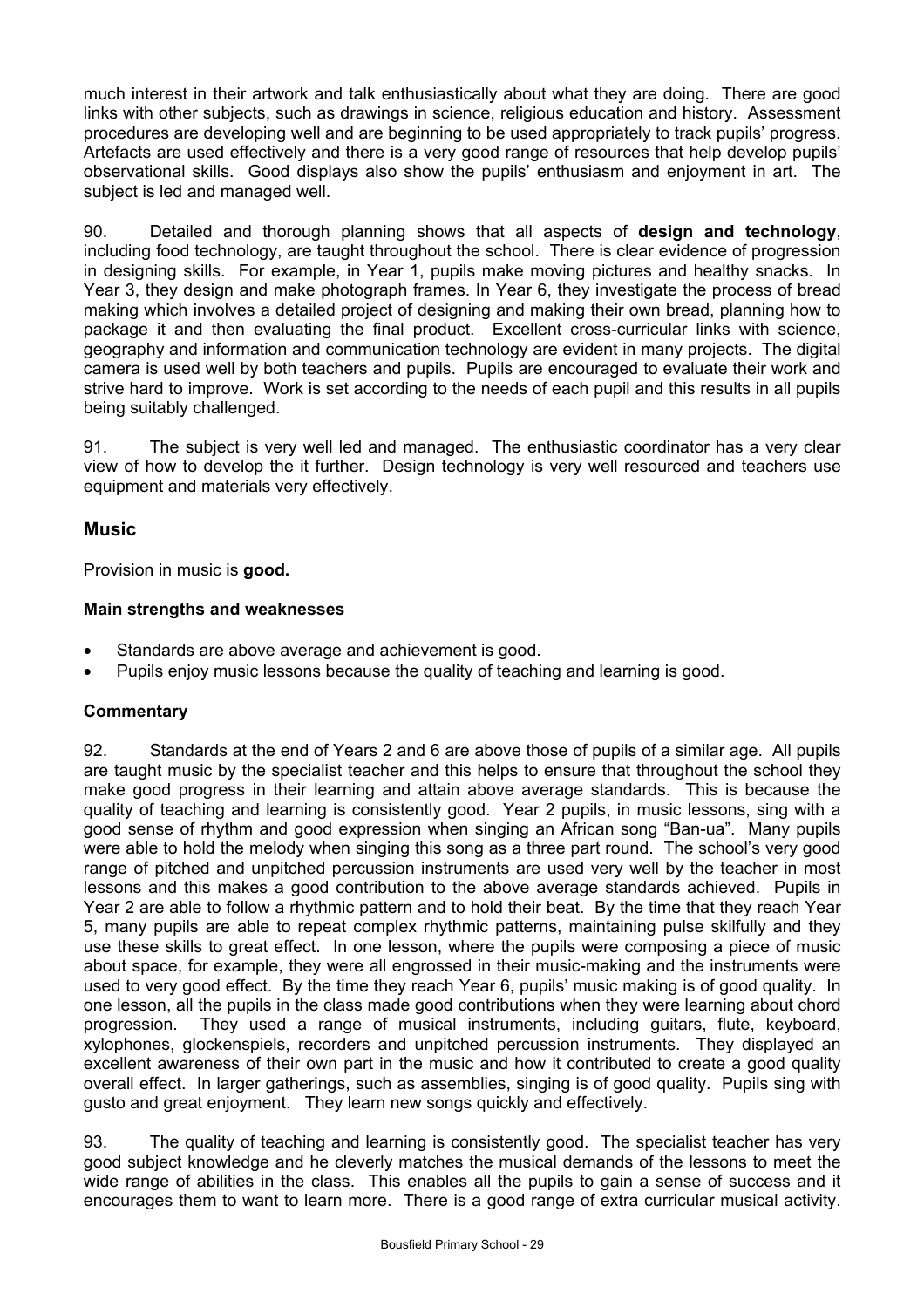much interest in their artwork and talk enthusiastically about what they are doing. There are good links with other subjects, such as drawings in science, religious education and history. Assessment procedures are developing well and are beginning to be used appropriately to track pupils' progress. Artefacts are used effectively and there is a very good range of resources that help develop pupils' observational skills. Good displays also show the pupils' enthusiasm and enjoyment in art. The subject is led and managed well.

90. Detailed and thorough planning shows that all aspects of **design and technology**, including food technology, are taught throughout the school. There is clear evidence of progression in designing skills. For example, in Year 1, pupils make moving pictures and healthy snacks. In Year 3, they design and make photograph frames. In Year 6, they investigate the process of bread making which involves a detailed project of designing and making their own bread, planning how to package it and then evaluating the final product. Excellent cross-curricular links with science, geography and information and communication technology are evident in many projects. The digital camera is used well by both teachers and pupils. Pupils are encouraged to evaluate their work and strive hard to improve. Work is set according to the needs of each pupil and this results in all pupils being suitably challenged.

91. The subject is very well led and managed. The enthusiastic coordinator has a very clear view of how to develop the it further. Design technology is very well resourced and teachers use equipment and materials very effectively.

## Music

Provision in music is **good.**

### Main strengths and weaknesses

- Standards are above average and achievement is good.
- Pupils enjoy music lessons because the quality of teaching and learning is good.

### Commentary

92. Standards at the end of Years 2 and 6 are above those of pupils of a similar age. All pupils are taught music by the specialist teacher and this helps to ensure that throughout the school they make good progress in their learning and attain above average standards. This is because the quality of teaching and learning is consistently good. Year 2 pupils, in music lessons, sing with a good sense of rhythm and good expression when singing an African song "Ban-ua". Many pupils were able to hold the melody when singing this song as a three part round. The school's very good range of pitched and unpitched percussion instruments are used very well by the teacher in most lessons and this makes a good contribution to the above average standards achieved. Pupils in Year 2 are able to follow a rhythmic pattern and to hold their beat. By the time that they reach Year 5, many pupils are able to repeat complex rhythmic patterns, maintaining pulse skilfully and they use these skills to great effect. In one lesson, where the pupils were composing a piece of music about space, for example, they were all engrossed in their music-making and the instruments were used to very good effect. By the time they reach Year 6, pupils' music making is of good quality. In one lesson, all the pupils in the class made good contributions when they were learning about chord progression. They used a range of musical instruments, including guitars, flute, keyboard, xylophones, glockenspiels, recorders and unpitched percussion instruments. They displayed an excellent awareness of their own part in the music and how it contributed to create a good quality overall effect. In larger gatherings, such as assemblies, singing is of good quality. Pupils sing with gusto and great enjoyment. They learn new songs quickly and effectively.

93. The quality of teaching and learning is consistently good. The specialist teacher has very good subject knowledge and he cleverly matches the musical demands of the lessons to meet the wide range of abilities in the class. This enables all the pupils to gain a sense of success and it encourages them to want to learn more. There is a good range of extra curricular musical activity.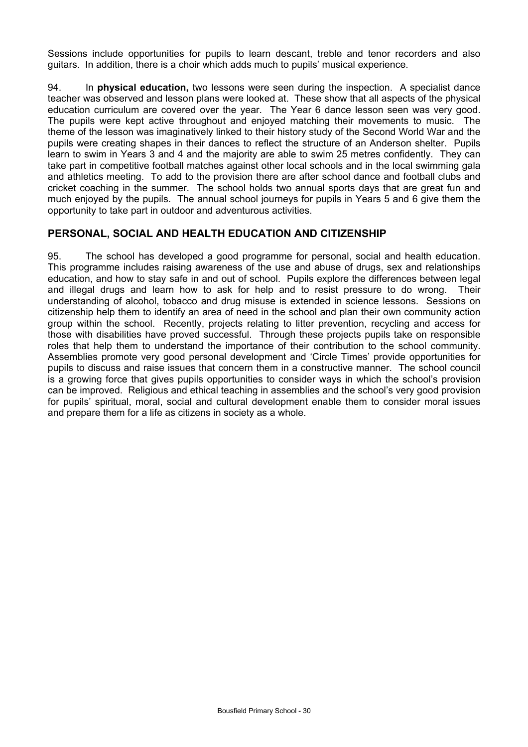Sessions include opportunities for pupils to learn descant, treble and tenor recorders and also guitars. In addition, there is a choir which adds much to pupils' musical experience.

94. In **physical education,** two lessons were seen during the inspection. A specialist dance teacher was observed and lesson plans were looked at. These show that all aspects of the physical education curriculum are covered over the year. The Year 6 dance lesson seen was very good. The pupils were kept active throughout and enjoyed matching their movements to music. The theme of the lesson was imaginatively linked to their history study of the Second World War and the pupils were creating shapes in their dances to reflect the structure of an Anderson shelter. Pupils learn to swim in Years 3 and 4 and the majority are able to swim 25 metres confidently. They can take part in competitive football matches against other local schools and in the local swimming gala and athletics meeting. To add to the provision there are after school dance and football clubs and cricket coaching in the summer. The school holds two annual sports days that are great fun and much enjoyed by the pupils. The annual school journeys for pupils in Years 5 and 6 give them the opportunity to take part in outdoor and adventurous activities.

## PERSONAL, SOCIAL AND HEALTH EDUCATION AND CITIZENSHIP

95. The school has developed a good programme for personal, social and health education. This programme includes raising awareness of the use and abuse of drugs, sex and relationships education, and how to stay safe in and out of school. Pupils explore the differences between legal and illegal drugs and learn how to ask for help and to resist pressure to do wrong. Their understanding of alcohol, tobacco and drug misuse is extended in science lessons. Sessions on citizenship help them to identify an area of need in the school and plan their own community action group within the school. Recently, projects relating to litter prevention, recycling and access for those with disabilities have proved successful. Through these projects pupils take on responsible roles that help them to understand the importance of their contribution to the school community. Assemblies promote very good personal development and 'Circle Times' provide opportunities for pupils to discuss and raise issues that concern them in a constructive manner. The school council is a growing force that gives pupils opportunities to consider ways in which the school's provision can be improved. Religious and ethical teaching in assemblies and the school's very good provision for pupils' spiritual, moral, social and cultural development enable them to consider moral issues and prepare them for a life as citizens in society as a whole.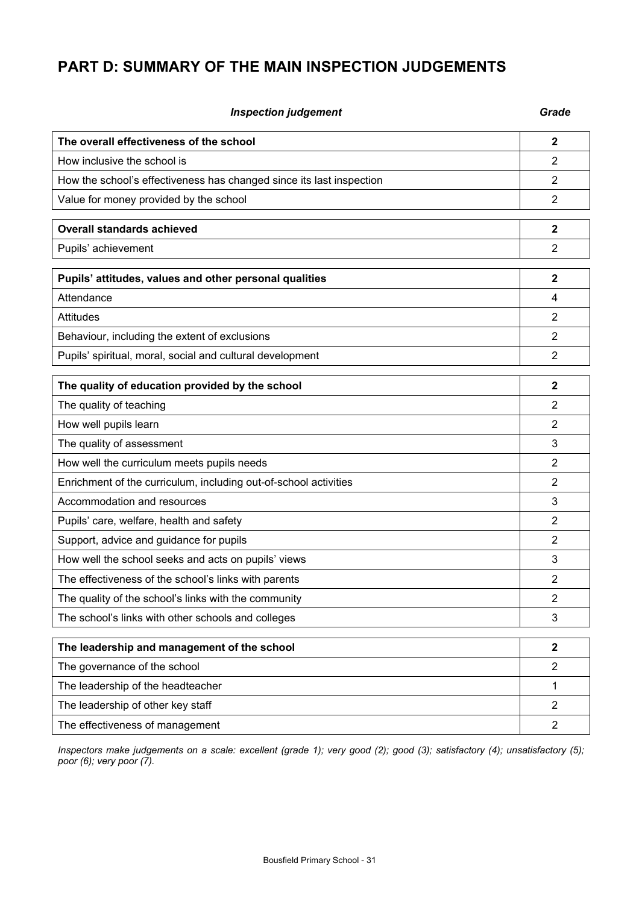# PART D: SUMMARY OF THE MAIN INSPECTION JUDGEMENTS

| *Inspection judgement* | *Grade* |
| --- | --- |
| **The overall effectiveness of the school** | **2** |
| How inclusive the school is | 2 |
| How the school's effectiveness has changed since its last inspection | 2 |
| Value for money provided by the school | 2 |
| **Overall standards achieved** | **2** |
| Pupils' achievement | 2 |
| **Pupils' attitudes, values and other personal qualities** | **2** |
| Attendance | 4 |
| Attitudes | 2 |
| Behaviour, including the extent of exclusions | 2 |
| Pupils' spiritual, moral, social and cultural development | 2 |
| **The quality of education provided by the school** | **2** |
| The quality of teaching | 2 |
| How well pupils learn | 2 |
| The quality of assessment | 3 |
| How well the curriculum meets pupils needs | 2 |
| Enrichment of the curriculum, including out-of-school activities | 2 |
| Accommodation and resources | 3 |
| Pupils' care, welfare, health and safety | 2 |
| Support, advice and guidance for pupils | 2 |
| How well the school seeks and acts on pupils' views | 3 |
| The effectiveness of the school's links with parents | 2 |
| The quality of the school's links with the community | 2 |
| The school's links with other schools and colleges | 3 |
| **The leadership and management of the school** | **2** |
| The governance of the school | 2 |
| The leadership of the headteacher | 1 |
| The leadership of other key staff | 2 |
| The effectiveness of management | 2 |

*Inspectors make judgements on a scale: excellent (grade 1); very good (2); good (3); satisfactory (4); unsatisfactory (5); poor (6); very poor (7).*